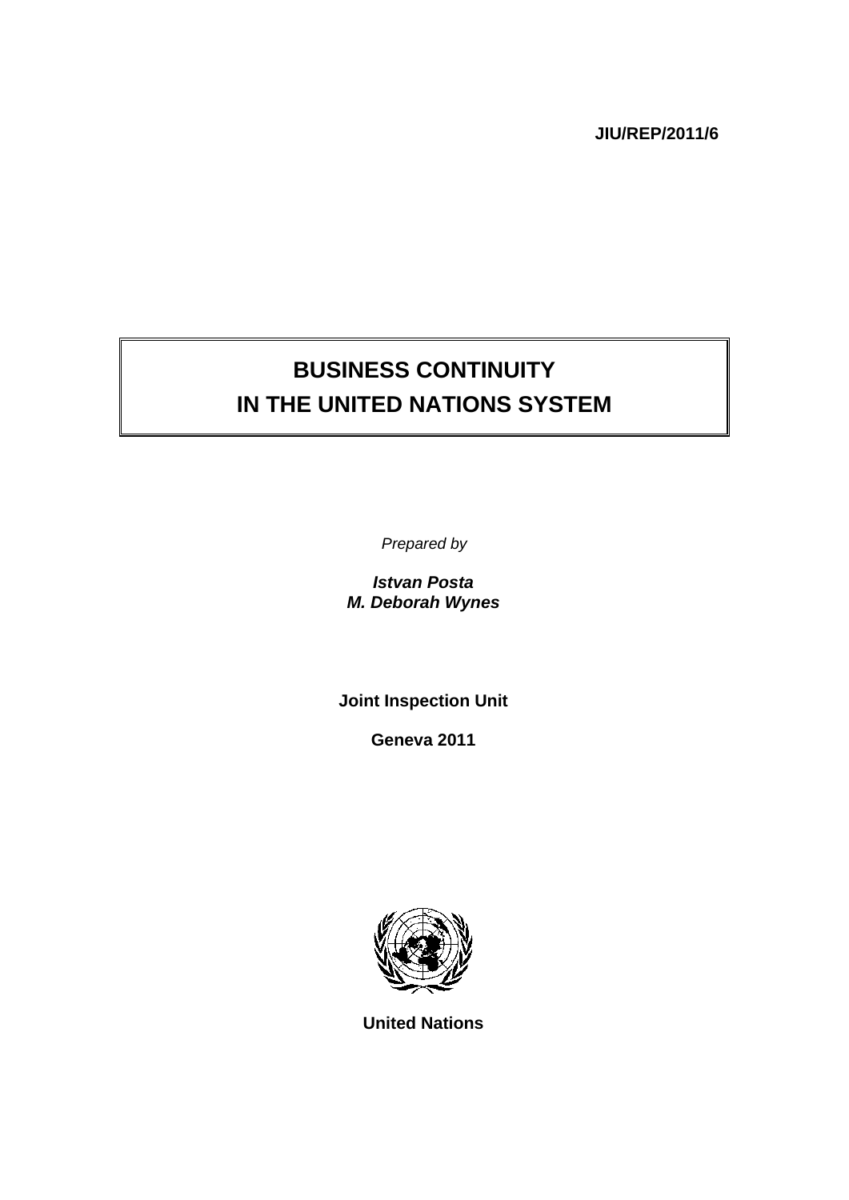**JIU/REP/2011/6**

# BUSINESS CONTINUITY IN THE UNITED NATIONS SYSTEM

*Prepared by*

***Istvan Posta***
***M. Deborah Wynes***

**Joint Inspection Unit**

**Geneva 2011**

**United Nations**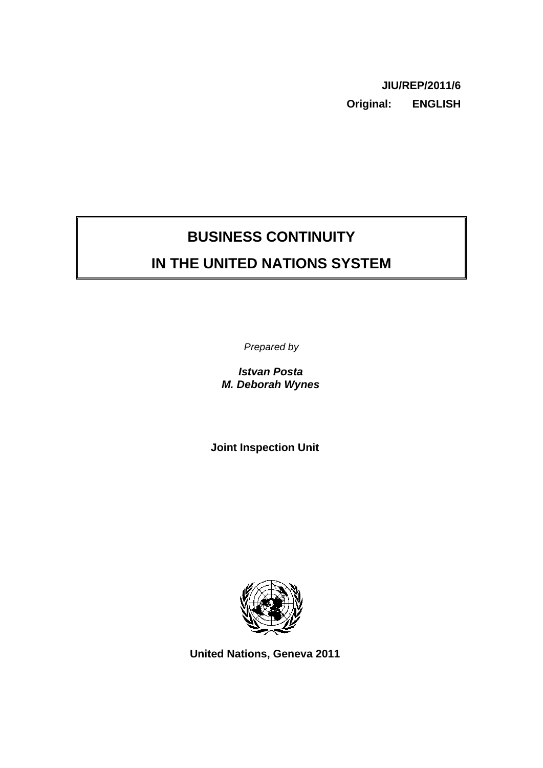**JIU/REP/2011/6**

**Original: ENGLISH**

# BUSINESS CONTINUITY IN THE UNITED NATIONS SYSTEM

*Prepared by*

***Istvan Posta***
***M. Deborah Wynes***

**Joint Inspection Unit**

**United Nations, Geneva 2011**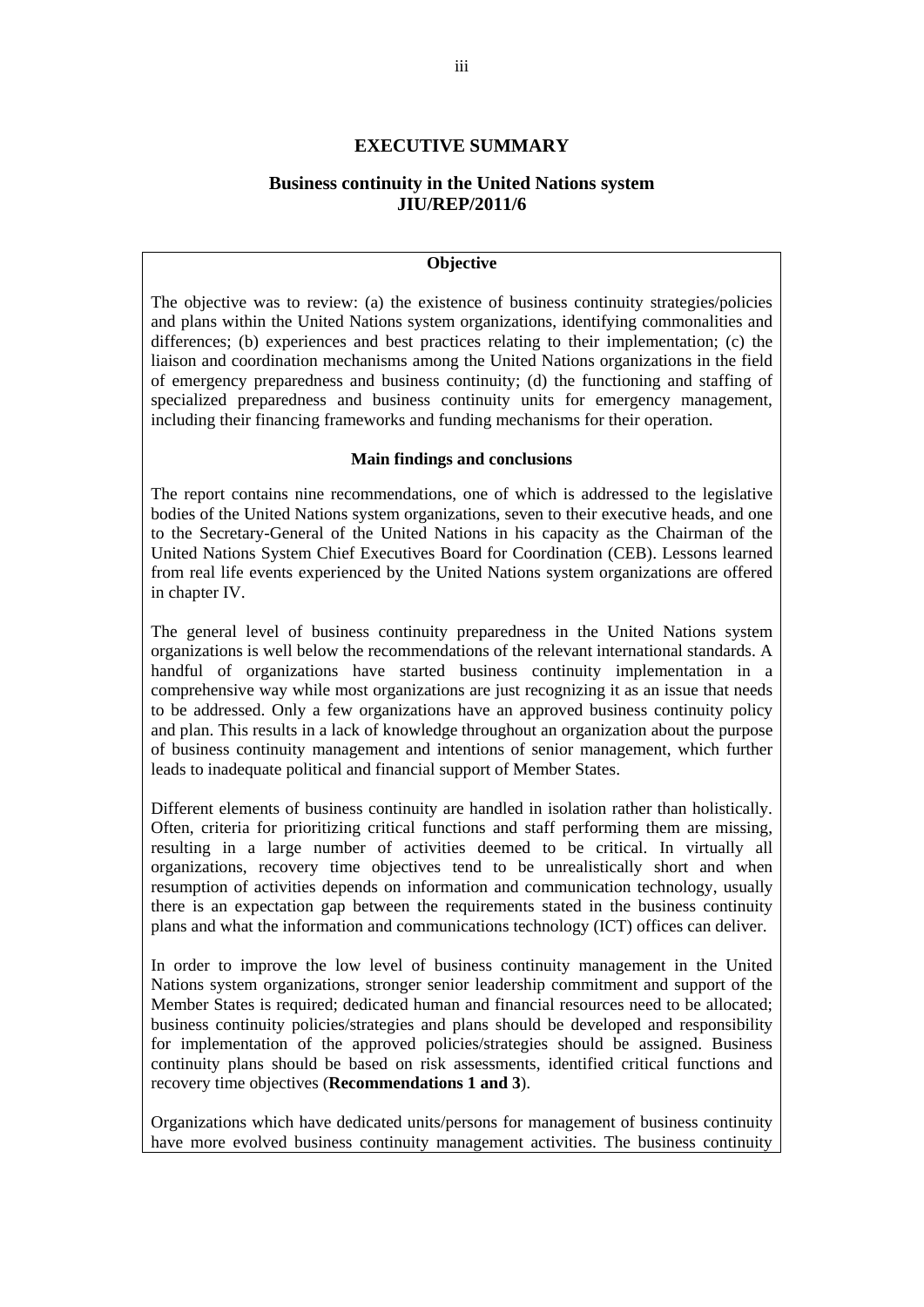# EXECUTIVE SUMMARY

## Business continuity in the United Nations system
## JIU/REP/2011/6

### Objective

The objective was to review: (a) the existence of business continuity strategies/policies and plans within the United Nations system organizations, identifying commonalities and differences; (b) experiences and best practices relating to their implementation; (c) the liaison and coordination mechanisms among the United Nations organizations in the field of emergency preparedness and business continuity; (d) the functioning and staffing of specialized preparedness and business continuity units for emergency management, including their financing frameworks and funding mechanisms for their operation.

### Main findings and conclusions

The report contains nine recommendations, one of which is addressed to the legislative bodies of the United Nations system organizations, seven to their executive heads, and one to the Secretary-General of the United Nations in his capacity as the Chairman of the United Nations System Chief Executives Board for Coordination (CEB). Lessons learned from real life events experienced by the United Nations system organizations are offered in chapter IV.

The general level of business continuity preparedness in the United Nations system organizations is well below the recommendations of the relevant international standards. A handful of organizations have started business continuity implementation in a comprehensive way while most organizations are just recognizing it as an issue that needs to be addressed. Only a few organizations have an approved business continuity policy and plan. This results in a lack of knowledge throughout an organization about the purpose of business continuity management and intentions of senior management, which further leads to inadequate political and financial support of Member States.

Different elements of business continuity are handled in isolation rather than holistically. Often, criteria for prioritizing critical functions and staff performing them are missing, resulting in a large number of activities deemed to be critical. In virtually all organizations, recovery time objectives tend to be unrealistically short and when resumption of activities depends on information and communication technology, usually there is an expectation gap between the requirements stated in the business continuity plans and what the information and communications technology (ICT) offices can deliver.

In order to improve the low level of business continuity management in the United Nations system organizations, stronger senior leadership commitment and support of the Member States is required; dedicated human and financial resources need to be allocated; business continuity policies/strategies and plans should be developed and responsibility for implementation of the approved policies/strategies should be assigned. Business continuity plans should be based on risk assessments, identified critical functions and recovery time objectives (**Recommendations 1 and 3**).

Organizations which have dedicated units/persons for management of business continuity have more evolved business continuity management activities. The business continuity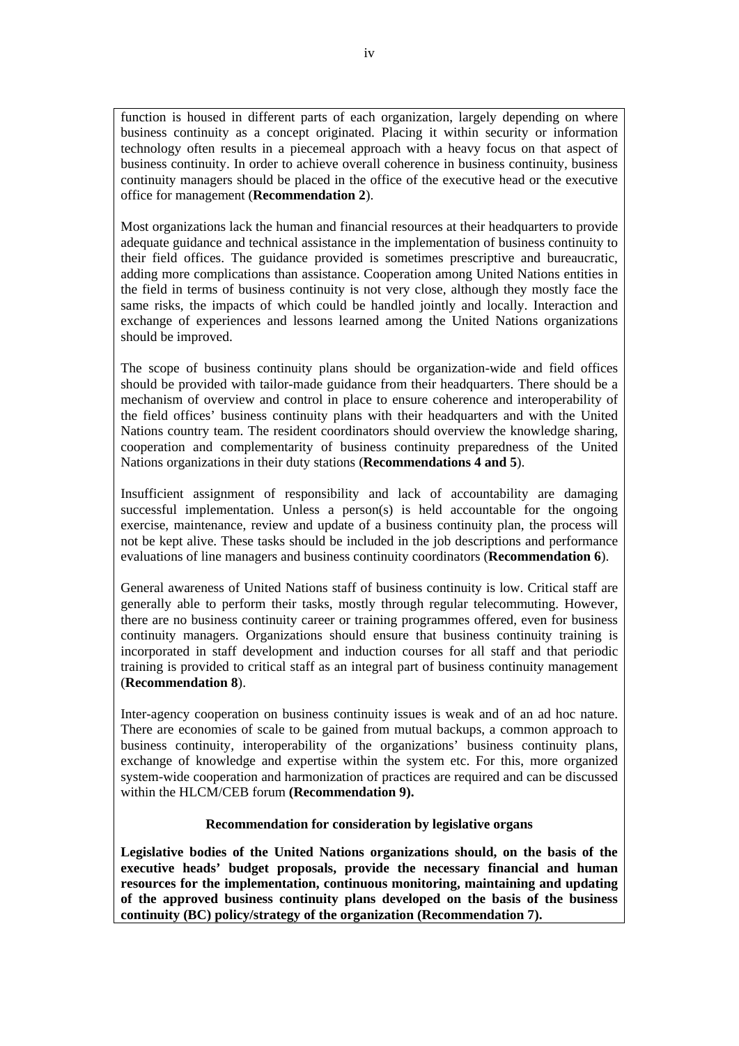function is housed in different parts of each organization, largely depending on where business continuity as a concept originated. Placing it within security or information technology often results in a piecemeal approach with a heavy focus on that aspect of business continuity. In order to achieve overall coherence in business continuity, business continuity managers should be placed in the office of the executive head or the executive office for management (**Recommendation 2**).

Most organizations lack the human and financial resources at their headquarters to provide adequate guidance and technical assistance in the implementation of business continuity to their field offices. The guidance provided is sometimes prescriptive and bureaucratic, adding more complications than assistance. Cooperation among United Nations entities in the field in terms of business continuity is not very close, although they mostly face the same risks, the impacts of which could be handled jointly and locally. Interaction and exchange of experiences and lessons learned among the United Nations organizations should be improved.

The scope of business continuity plans should be organization-wide and field offices should be provided with tailor-made guidance from their headquarters. There should be a mechanism of overview and control in place to ensure coherence and interoperability of the field offices' business continuity plans with their headquarters and with the United Nations country team. The resident coordinators should overview the knowledge sharing, cooperation and complementarity of business continuity preparedness of the United Nations organizations in their duty stations (**Recommendations 4 and 5**).

Insufficient assignment of responsibility and lack of accountability are damaging successful implementation. Unless a person(s) is held accountable for the ongoing exercise, maintenance, review and update of a business continuity plan, the process will not be kept alive. These tasks should be included in the job descriptions and performance evaluations of line managers and business continuity coordinators (**Recommendation 6**).

General awareness of United Nations staff of business continuity is low. Critical staff are generally able to perform their tasks, mostly through regular telecommuting. However, there are no business continuity career or training programmes offered, even for business continuity managers. Organizations should ensure that business continuity training is incorporated in staff development and induction courses for all staff and that periodic training is provided to critical staff as an integral part of business continuity management (**Recommendation 8**).

Inter-agency cooperation on business continuity issues is weak and of an ad hoc nature. There are economies of scale to be gained from mutual backups, a common approach to business continuity, interoperability of the organizations' business continuity plans, exchange of knowledge and expertise within the system etc. For this, more organized system-wide cooperation and harmonization of practices are required and can be discussed within the HLCM/CEB forum **(Recommendation 9).**

**Recommendation for consideration by legislative organs**

**Legislative bodies of the United Nations organizations should, on the basis of the executive heads' budget proposals, provide the necessary financial and human resources for the implementation, continuous monitoring, maintaining and updating of the approved business continuity plans developed on the basis of the business continuity (BC) policy/strategy of the organization (Recommendation 7).**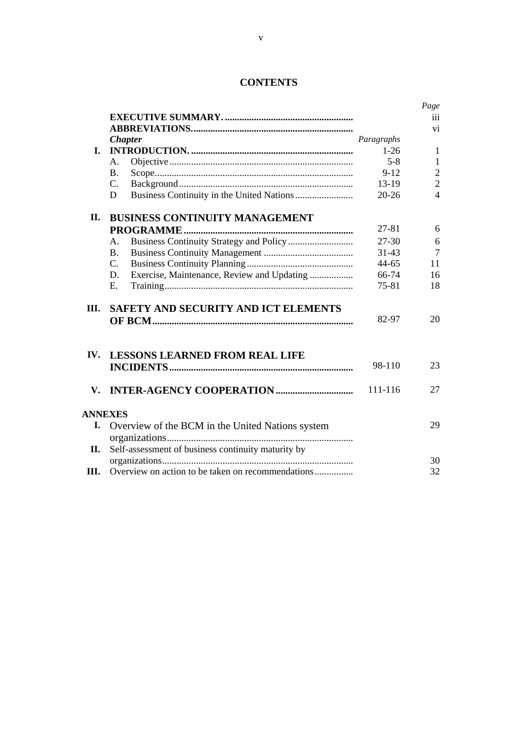# CONTENTS

| | | Paragraphs | Page |
|---|---|---|---|
| | **EXECUTIVE SUMMARY.** | | iii |
| | **ABBREVIATIONS.** | | vi |
| | ***Chapter*** | | |
| **I.** | **INTRODUCTION.** | 1-26 | 1 |
| | A. Objective | 5-8 | 1 |
| | B. Scope | 9-12 | 2 |
| | C. Background | 13-19 | 2 |
| | D Business Continuity in the United Nations | 20-26 | 4 |
| **II.** | **BUSINESS CONTINUITY MANAGEMENT PROGRAMME** | 27-81 | 6 |
| | A. Business Continuity Strategy and Policy | 27-30 | 6 |
| | B. Business Continuity Management | 31-43 | 7 |
| | C. Business Continuity Planning | 44-65 | 11 |
| | D. Exercise, Maintenance, Review and Updating | 66-74 | 16 |
| | E. Training | 75-81 | 18 |
| **III.** | **SAFETY AND SECURITY AND ICT ELEMENTS OF BCM** | 82-97 | 20 |
| **IV.** | **LESSONS LEARNED FROM REAL LIFE INCIDENTS** | 98-110 | 23 |
| **V.** | **INTER-AGENCY COOPERATION** | 111-116 | 27 |
| **ANNEXES** | | | |
| **I.** | Overview of the BCM in the United Nations system organizations | | 29 |
| **II.** | Self-assessment of business continuity maturity by organizations | | 30 |
| **III.** | Overview on action to be taken on recommendations | | 32 |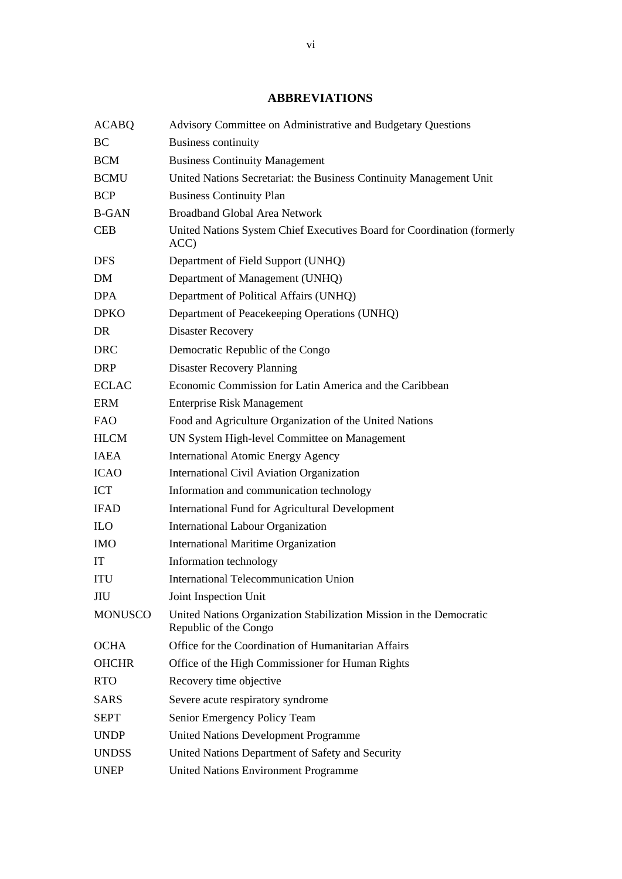## ABBREVIATIONS

| | |
|---|---|
| ACABQ | Advisory Committee on Administrative and Budgetary Questions |
| BC | Business continuity |
| BCM | Business Continuity Management |
| BCMU | United Nations Secretariat: the Business Continuity Management Unit |
| BCP | Business Continuity Plan |
| B-GAN | Broadband Global Area Network |
| CEB | United Nations System Chief Executives Board for Coordination (formerly ACC) |
| DFS | Department of Field Support (UNHQ) |
| DM | Department of Management (UNHQ) |
| DPA | Department of Political Affairs (UNHQ) |
| DPKO | Department of Peacekeeping Operations (UNHQ) |
| DR | Disaster Recovery |
| DRC | Democratic Republic of the Congo |
| DRP | Disaster Recovery Planning |
| ECLAC | Economic Commission for Latin America and the Caribbean |
| ERM | Enterprise Risk Management |
| FAO | Food and Agriculture Organization of the United Nations |
| HLCM | UN System High-level Committee on Management |
| IAEA | International Atomic Energy Agency |
| ICAO | International Civil Aviation Organization |
| ICT | Information and communication technology |
| IFAD | International Fund for Agricultural Development |
| ILO | International Labour Organization |
| IMO | International Maritime Organization |
| IT | Information technology |
| ITU | International Telecommunication Union |
| JIU | Joint Inspection Unit |
| MONUSCO | United Nations Organization Stabilization Mission in the Democratic Republic of the Congo |
| OCHA | Office for the Coordination of Humanitarian Affairs |
| OHCHR | Office of the High Commissioner for Human Rights |
| RTO | Recovery time objective |
| SARS | Severe acute respiratory syndrome |
| SEPT | Senior Emergency Policy Team |
| UNDP | United Nations Development Programme |
| UNDSS | United Nations Department of Safety and Security |
| UNEP | United Nations Environment Programme |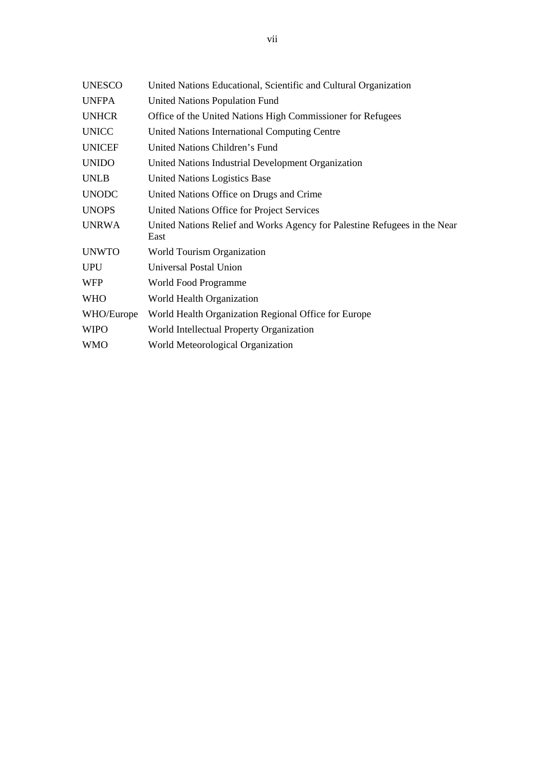| | |
|---|---|
| UNESCO | United Nations Educational, Scientific and Cultural Organization |
| UNFPA | United Nations Population Fund |
| UNHCR | Office of the United Nations High Commissioner for Refugees |
| UNICC | United Nations International Computing Centre |
| UNICEF | United Nations Children's Fund |
| UNIDO | United Nations Industrial Development Organization |
| UNLB | United Nations Logistics Base |
| UNODC | United Nations Office on Drugs and Crime |
| UNOPS | United Nations Office for Project Services |
| UNRWA | United Nations Relief and Works Agency for Palestine Refugees in the Near East |
| UNWTO | World Tourism Organization |
| UPU | Universal Postal Union |
| WFP | World Food Programme |
| WHO | World Health Organization |
| WHO/Europe | World Health Organization Regional Office for Europe |
| WIPO | World Intellectual Property Organization |
| WMO | World Meteorological Organization |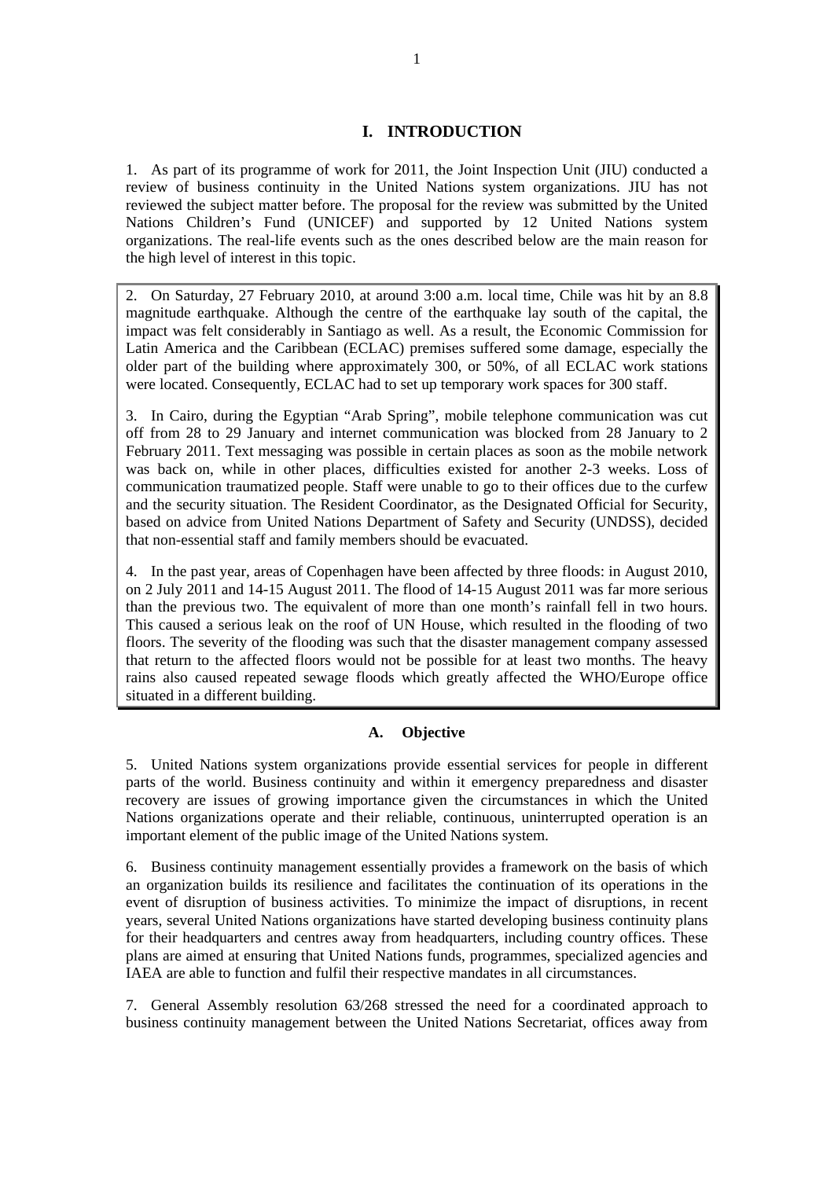# I. INTRODUCTION

1. As part of its programme of work for 2011, the Joint Inspection Unit (JIU) conducted a review of business continuity in the United Nations system organizations. JIU has not reviewed the subject matter before. The proposal for the review was submitted by the United Nations Children's Fund (UNICEF) and supported by 12 United Nations system organizations. The real-life events such as the ones described below are the main reason for the high level of interest in this topic.

2. On Saturday, 27 February 2010, at around 3:00 a.m. local time, Chile was hit by an 8.8 magnitude earthquake. Although the centre of the earthquake lay south of the capital, the impact was felt considerably in Santiago as well. As a result, the Economic Commission for Latin America and the Caribbean (ECLAC) premises suffered some damage, especially the older part of the building where approximately 300, or 50%, of all ECLAC work stations were located. Consequently, ECLAC had to set up temporary work spaces for 300 staff.

3. In Cairo, during the Egyptian "Arab Spring", mobile telephone communication was cut off from 28 to 29 January and internet communication was blocked from 28 January to 2 February 2011. Text messaging was possible in certain places as soon as the mobile network was back on, while in other places, difficulties existed for another 2-3 weeks. Loss of communication traumatized people. Staff were unable to go to their offices due to the curfew and the security situation. The Resident Coordinator, as the Designated Official for Security, based on advice from United Nations Department of Safety and Security (UNDSS), decided that non-essential staff and family members should be evacuated.

4. In the past year, areas of Copenhagen have been affected by three floods: in August 2010, on 2 July 2011 and 14-15 August 2011. The flood of 14-15 August 2011 was far more serious than the previous two. The equivalent of more than one month's rainfall fell in two hours. This caused a serious leak on the roof of UN House, which resulted in the flooding of two floors. The severity of the flooding was such that the disaster management company assessed that return to the affected floors would not be possible for at least two months. The heavy rains also caused repeated sewage floods which greatly affected the WHO/Europe office situated in a different building.

## A. Objective

5. United Nations system organizations provide essential services for people in different parts of the world. Business continuity and within it emergency preparedness and disaster recovery are issues of growing importance given the circumstances in which the United Nations organizations operate and their reliable, continuous, uninterrupted operation is an important element of the public image of the United Nations system.

6. Business continuity management essentially provides a framework on the basis of which an organization builds its resilience and facilitates the continuation of its operations in the event of disruption of business activities. To minimize the impact of disruptions, in recent years, several United Nations organizations have started developing business continuity plans for their headquarters and centres away from headquarters, including country offices. These plans are aimed at ensuring that United Nations funds, programmes, specialized agencies and IAEA are able to function and fulfil their respective mandates in all circumstances.

7. General Assembly resolution 63/268 stressed the need for a coordinated approach to business continuity management between the United Nations Secretariat, offices away from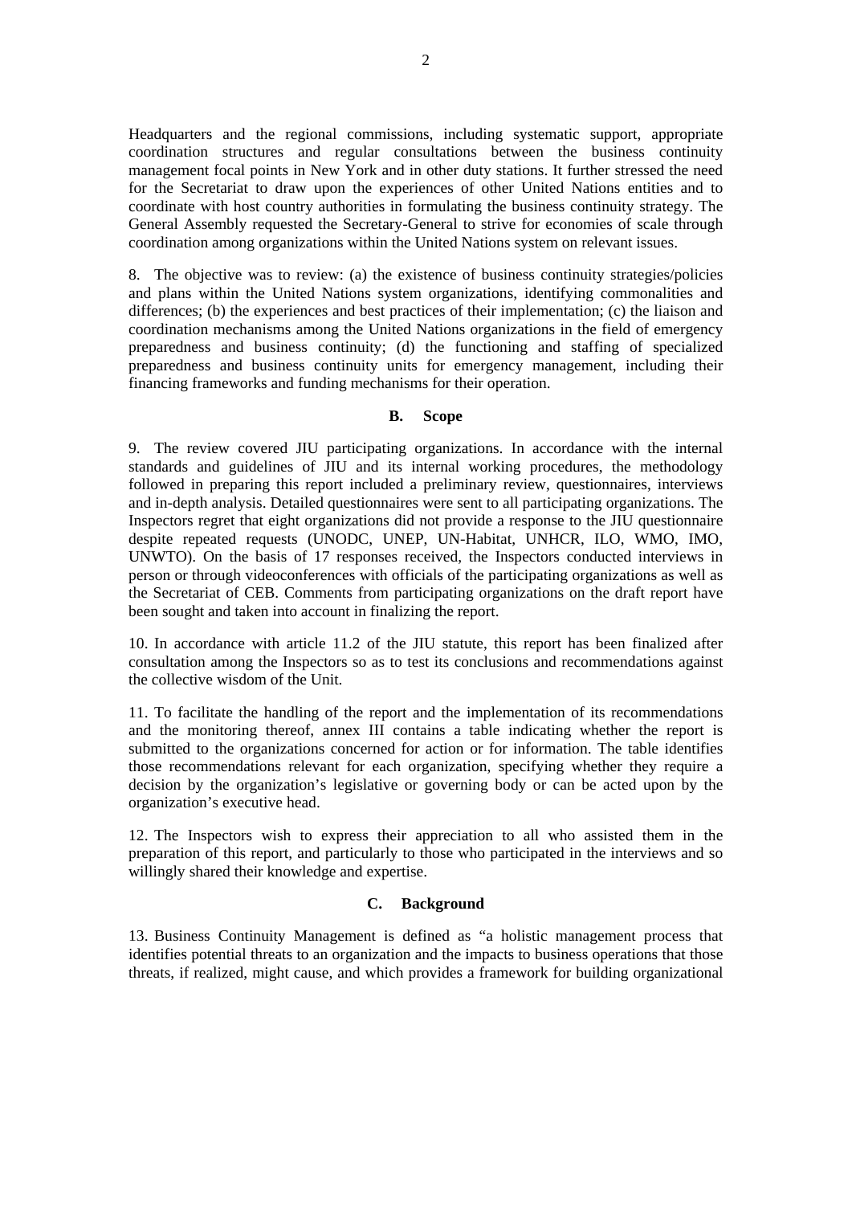Headquarters and the regional commissions, including systematic support, appropriate coordination structures and regular consultations between the business continuity management focal points in New York and in other duty stations. It further stressed the need for the Secretariat to draw upon the experiences of other United Nations entities and to coordinate with host country authorities in formulating the business continuity strategy. The General Assembly requested the Secretary-General to strive for economies of scale through coordination among organizations within the United Nations system on relevant issues.

8. The objective was to review: (a) the existence of business continuity strategies/policies and plans within the United Nations system organizations, identifying commonalities and differences; (b) the experiences and best practices of their implementation; (c) the liaison and coordination mechanisms among the United Nations organizations in the field of emergency preparedness and business continuity; (d) the functioning and staffing of specialized preparedness and business continuity units for emergency management, including their financing frameworks and funding mechanisms for their operation.

### B. Scope

9. The review covered JIU participating organizations. In accordance with the internal standards and guidelines of JIU and its internal working procedures, the methodology followed in preparing this report included a preliminary review, questionnaires, interviews and in-depth analysis. Detailed questionnaires were sent to all participating organizations. The Inspectors regret that eight organizations did not provide a response to the JIU questionnaire despite repeated requests (UNODC, UNEP, UN-Habitat, UNHCR, ILO, WMO, IMO, UNWTO). On the basis of 17 responses received, the Inspectors conducted interviews in person or through videoconferences with officials of the participating organizations as well as the Secretariat of CEB. Comments from participating organizations on the draft report have been sought and taken into account in finalizing the report.

10. In accordance with article 11.2 of the JIU statute, this report has been finalized after consultation among the Inspectors so as to test its conclusions and recommendations against the collective wisdom of the Unit.

11. To facilitate the handling of the report and the implementation of its recommendations and the monitoring thereof, annex III contains a table indicating whether the report is submitted to the organizations concerned for action or for information. The table identifies those recommendations relevant for each organization, specifying whether they require a decision by the organization's legislative or governing body or can be acted upon by the organization's executive head.

12. The Inspectors wish to express their appreciation to all who assisted them in the preparation of this report, and particularly to those who participated in the interviews and so willingly shared their knowledge and expertise.

### C. Background

13. Business Continuity Management is defined as "a holistic management process that identifies potential threats to an organization and the impacts to business operations that those threats, if realized, might cause, and which provides a framework for building organizational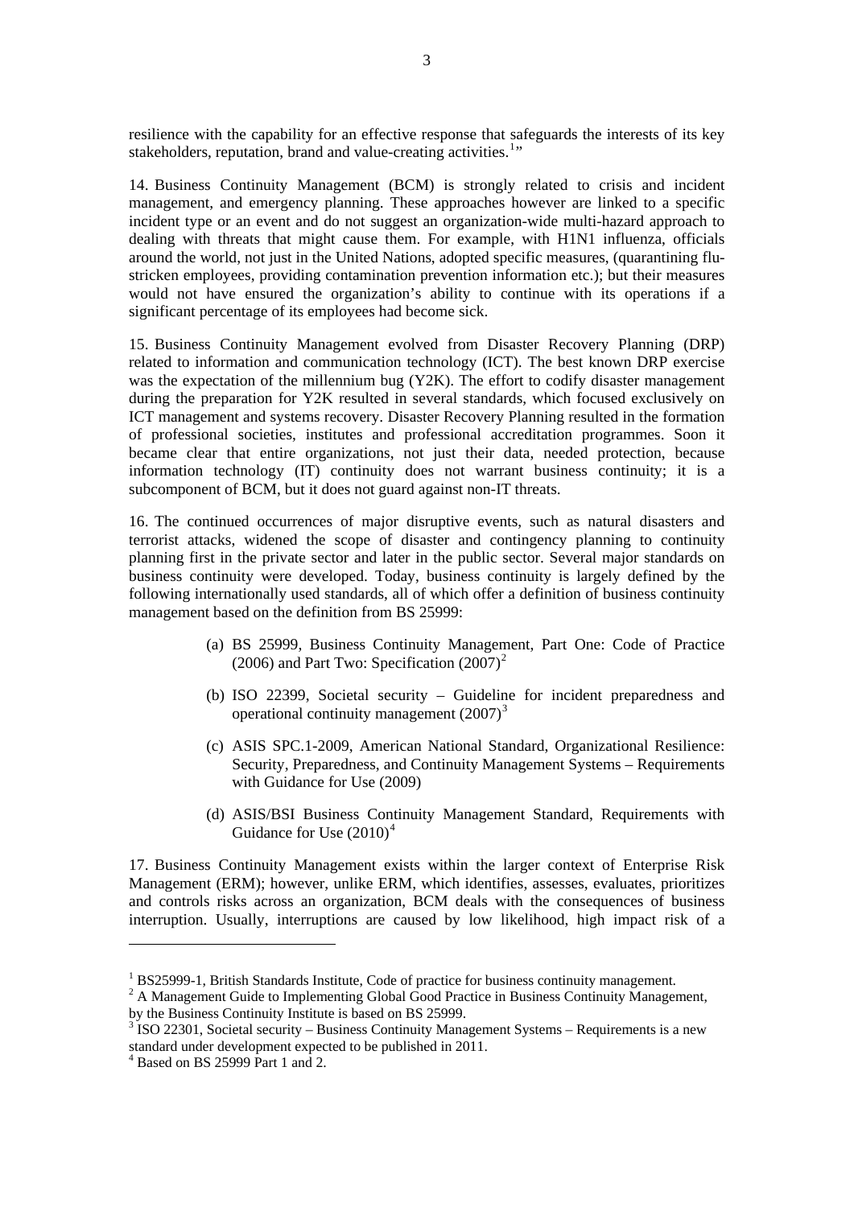resilience with the capability for an effective response that safeguards the interests of its key stakeholders, reputation, brand and value-creating activities.[1]"

14. Business Continuity Management (BCM) is strongly related to crisis and incident management, and emergency planning. These approaches however are linked to a specific incident type or an event and do not suggest an organization-wide multi-hazard approach to dealing with threats that might cause them. For example, with H1N1 influenza, officials around the world, not just in the United Nations, adopted specific measures, (quarantining flu-stricken employees, providing contamination prevention information etc.); but their measures would not have ensured the organization's ability to continue with its operations if a significant percentage of its employees had become sick.

15. Business Continuity Management evolved from Disaster Recovery Planning (DRP) related to information and communication technology (ICT). The best known DRP exercise was the expectation of the millennium bug (Y2K). The effort to codify disaster management during the preparation for Y2K resulted in several standards, which focused exclusively on ICT management and systems recovery. Disaster Recovery Planning resulted in the formation of professional societies, institutes and professional accreditation programmes. Soon it became clear that entire organizations, not just their data, needed protection, because information technology (IT) continuity does not warrant business continuity; it is a subcomponent of BCM, but it does not guard against non-IT threats.

16. The continued occurrences of major disruptive events, such as natural disasters and terrorist attacks, widened the scope of disaster and contingency planning to continuity planning first in the private sector and later in the public sector. Several major standards on business continuity were developed. Today, business continuity is largely defined by the following internationally used standards, all of which offer a definition of business continuity management based on the definition from BS 25999:

(a) BS 25999, Business Continuity Management, Part One: Code of Practice (2006) and Part Two: Specification (2007)[2]

(b) ISO 22399, Societal security – Guideline for incident preparedness and operational continuity management (2007)[3]

(c) ASIS SPC.1-2009, American National Standard, Organizational Resilience: Security, Preparedness, and Continuity Management Systems – Requirements with Guidance for Use (2009)

(d) ASIS/BSI Business Continuity Management Standard, Requirements with Guidance for Use (2010)[4]

17. Business Continuity Management exists within the larger context of Enterprise Risk Management (ERM); however, unlike ERM, which identifies, assesses, evaluates, prioritizes and controls risks across an organization, BCM deals with the consequences of business interruption. Usually, interruptions are caused by low likelihood, high impact risk of a

---

[1] BS25999-1, British Standards Institute, Code of practice for business continuity management.

[2] A Management Guide to Implementing Global Good Practice in Business Continuity Management, by the Business Continuity Institute is based on BS 25999.

[3] ISO 22301, Societal security – Business Continuity Management Systems – Requirements is a new standard under development expected to be published in 2011.

[4] Based on BS 25999 Part 1 and 2.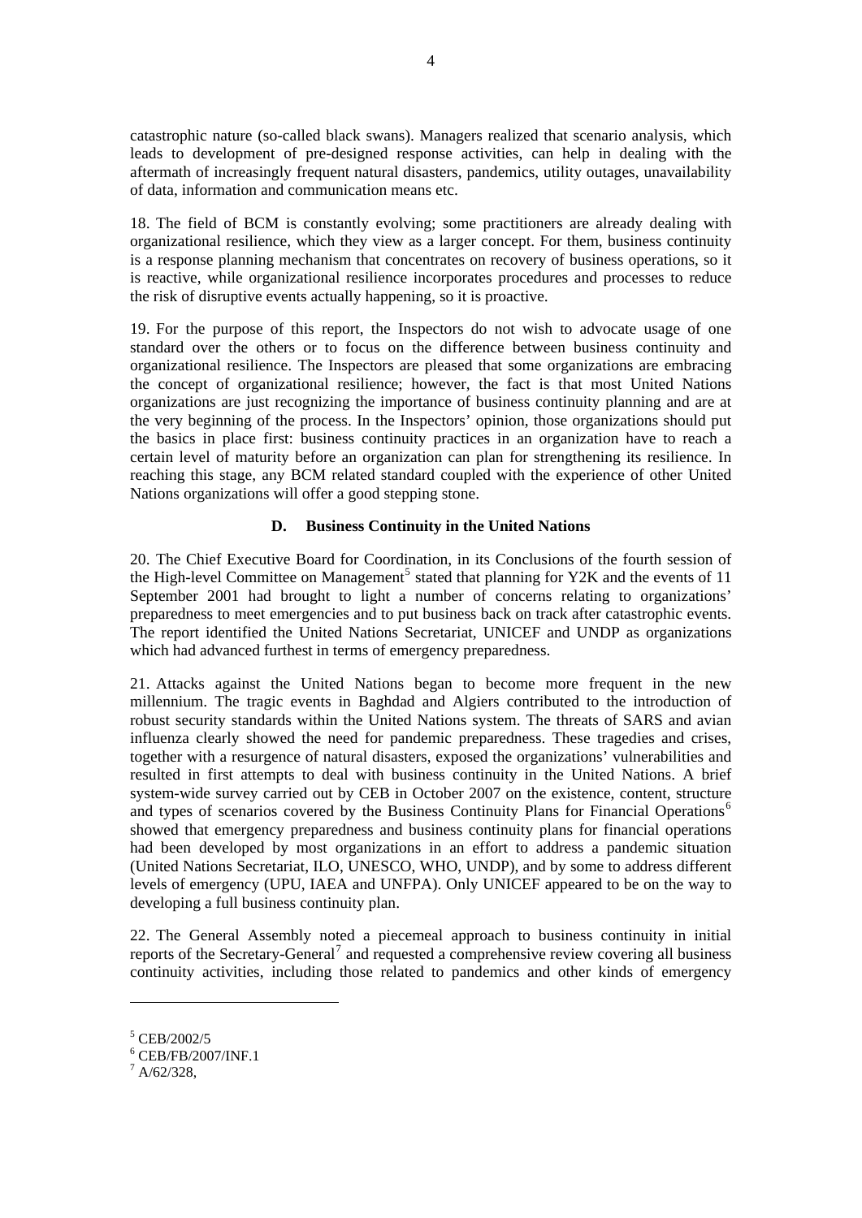catastrophic nature (so-called black swans). Managers realized that scenario analysis, which leads to development of pre-designed response activities, can help in dealing with the aftermath of increasingly frequent natural disasters, pandemics, utility outages, unavailability of data, information and communication means etc.

18. The field of BCM is constantly evolving; some practitioners are already dealing with organizational resilience, which they view as a larger concept. For them, business continuity is a response planning mechanism that concentrates on recovery of business operations, so it is reactive, while organizational resilience incorporates procedures and processes to reduce the risk of disruptive events actually happening, so it is proactive.

19. For the purpose of this report, the Inspectors do not wish to advocate usage of one standard over the others or to focus on the difference between business continuity and organizational resilience. The Inspectors are pleased that some organizations are embracing the concept of organizational resilience; however, the fact is that most United Nations organizations are just recognizing the importance of business continuity planning and are at the very beginning of the process. In the Inspectors' opinion, those organizations should put the basics in place first: business continuity practices in an organization have to reach a certain level of maturity before an organization can plan for strengthening its resilience. In reaching this stage, any BCM related standard coupled with the experience of other United Nations organizations will offer a good stepping stone.

### D. Business Continuity in the United Nations

20. The Chief Executive Board for Coordination, in its Conclusions of the fourth session of the High-level Committee on Management[5] stated that planning for Y2K and the events of 11 September 2001 had brought to light a number of concerns relating to organizations' preparedness to meet emergencies and to put business back on track after catastrophic events. The report identified the United Nations Secretariat, UNICEF and UNDP as organizations which had advanced furthest in terms of emergency preparedness.

21. Attacks against the United Nations began to become more frequent in the new millennium. The tragic events in Baghdad and Algiers contributed to the introduction of robust security standards within the United Nations system. The threats of SARS and avian influenza clearly showed the need for pandemic preparedness. These tragedies and crises, together with a resurgence of natural disasters, exposed the organizations' vulnerabilities and resulted in first attempts to deal with business continuity in the United Nations. A brief system-wide survey carried out by CEB in October 2007 on the existence, content, structure and types of scenarios covered by the Business Continuity Plans for Financial Operations[6] showed that emergency preparedness and business continuity plans for financial operations had been developed by most organizations in an effort to address a pandemic situation (United Nations Secretariat, ILO, UNESCO, WHO, UNDP), and by some to address different levels of emergency (UPU, IAEA and UNFPA). Only UNICEF appeared to be on the way to developing a full business continuity plan.

22. The General Assembly noted a piecemeal approach to business continuity in initial reports of the Secretary-General[7] and requested a comprehensive review covering all business continuity activities, including those related to pandemics and other kinds of emergency

---

[5] CEB/2002/5

[6] CEB/FB/2007/INF.1

[7] A/62/328,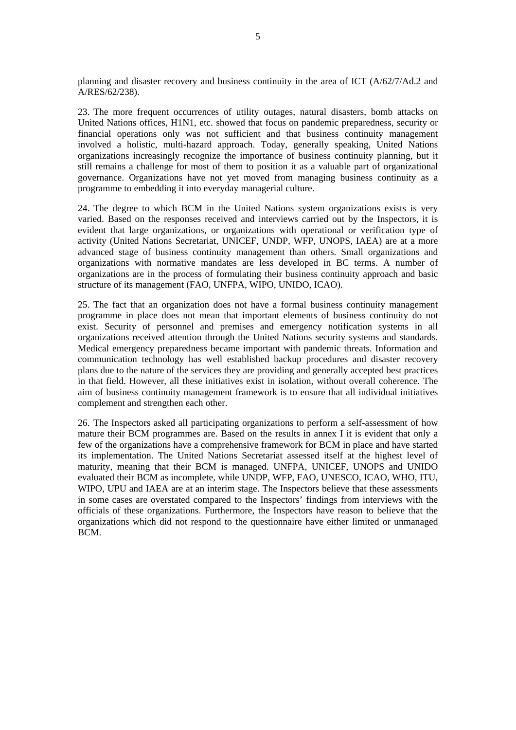planning and disaster recovery and business continuity in the area of ICT (A/62/7/Ad.2 and A/RES/62/238).

23. The more frequent occurrences of utility outages, natural disasters, bomb attacks on United Nations offices, H1N1, etc. showed that focus on pandemic preparedness, security or financial operations only was not sufficient and that business continuity management involved a holistic, multi-hazard approach. Today, generally speaking, United Nations organizations increasingly recognize the importance of business continuity planning, but it still remains a challenge for most of them to position it as a valuable part of organizational governance. Organizations have not yet moved from managing business continuity as a programme to embedding it into everyday managerial culture.

24. The degree to which BCM in the United Nations system organizations exists is very varied. Based on the responses received and interviews carried out by the Inspectors, it is evident that large organizations, or organizations with operational or verification type of activity (United Nations Secretariat, UNICEF, UNDP, WFP, UNOPS, IAEA) are at a more advanced stage of business continuity management than others. Small organizations and organizations with normative mandates are less developed in BC terms. A number of organizations are in the process of formulating their business continuity approach and basic structure of its management (FAO, UNFPA, WIPO, UNIDO, ICAO).

25. The fact that an organization does not have a formal business continuity management programme in place does not mean that important elements of business continuity do not exist. Security of personnel and premises and emergency notification systems in all organizations received attention through the United Nations security systems and standards. Medical emergency preparedness became important with pandemic threats. Information and communication technology has well established backup procedures and disaster recovery plans due to the nature of the services they are providing and generally accepted best practices in that field. However, all these initiatives exist in isolation, without overall coherence. The aim of business continuity management framework is to ensure that all individual initiatives complement and strengthen each other.

26. The Inspectors asked all participating organizations to perform a self-assessment of how mature their BCM programmes are. Based on the results in annex I it is evident that only a few of the organizations have a comprehensive framework for BCM in place and have started its implementation. The United Nations Secretariat assessed itself at the highest level of maturity, meaning that their BCM is managed. UNFPA, UNICEF, UNOPS and UNIDO evaluated their BCM as incomplete, while UNDP, WFP, FAO, UNESCO, ICAO, WHO, ITU, WIPO, UPU and IAEA are at an interim stage. The Inspectors believe that these assessments in some cases are overstated compared to the Inspectors' findings from interviews with the officials of these organizations. Furthermore, the Inspectors have reason to believe that the organizations which did not respond to the questionnaire have either limited or unmanaged BCM.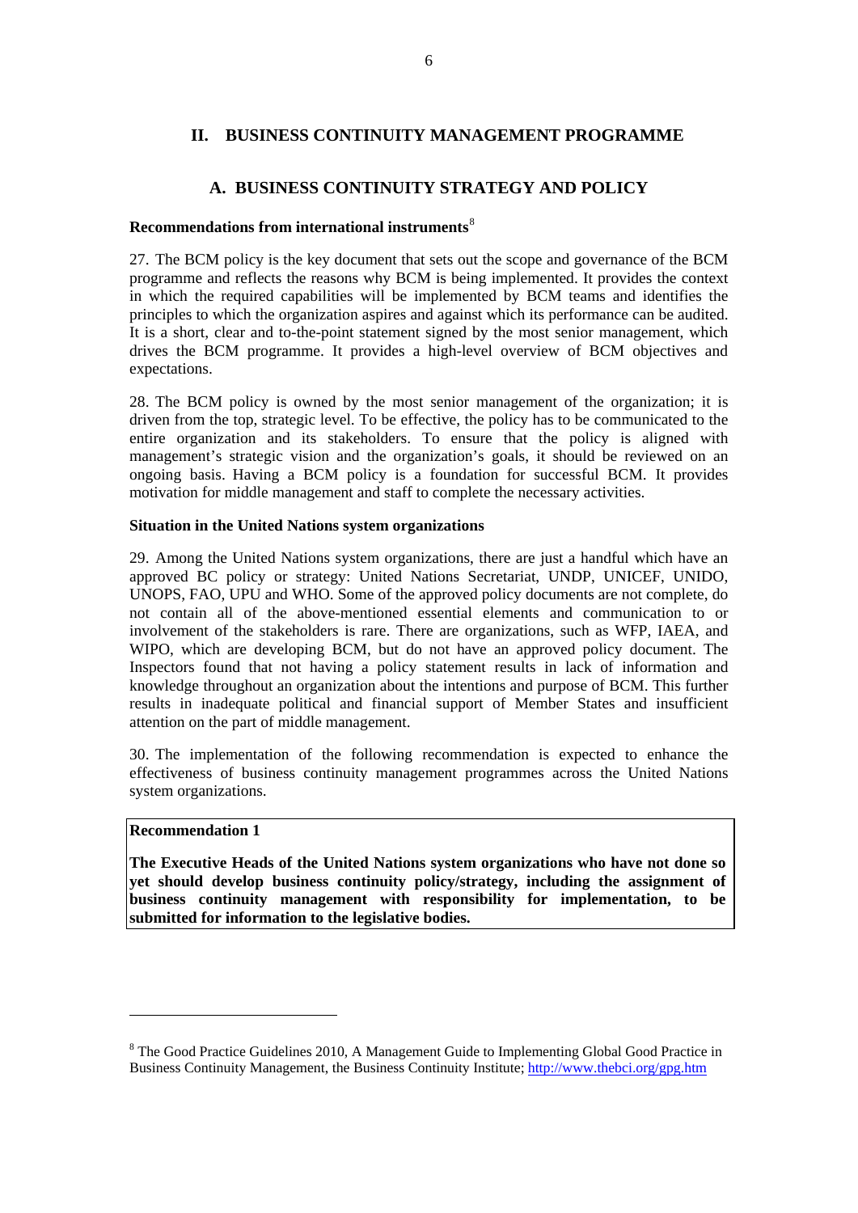## II. BUSINESS CONTINUITY MANAGEMENT PROGRAMME

### A. BUSINESS CONTINUITY STRATEGY AND POLICY

**Recommendations from international instruments**[8]

27. The BCM policy is the key document that sets out the scope and governance of the BCM programme and reflects the reasons why BCM is being implemented. It provides the context in which the required capabilities will be implemented by BCM teams and identifies the principles to which the organization aspires and against which its performance can be audited. It is a short, clear and to-the-point statement signed by the most senior management, which drives the BCM programme. It provides a high-level overview of BCM objectives and expectations.

28. The BCM policy is owned by the most senior management of the organization; it is driven from the top, strategic level. To be effective, the policy has to be communicated to the entire organization and its stakeholders. To ensure that the policy is aligned with management's strategic vision and the organization's goals, it should be reviewed on an ongoing basis. Having a BCM policy is a foundation for successful BCM. It provides motivation for middle management and staff to complete the necessary activities.

**Situation in the United Nations system organizations**

29. Among the United Nations system organizations, there are just a handful which have an approved BC policy or strategy: United Nations Secretariat, UNDP, UNICEF, UNIDO, UNOPS, FAO, UPU and WHO. Some of the approved policy documents are not complete, do not contain all of the above-mentioned essential elements and communication to or involvement of the stakeholders is rare. There are organizations, such as WFP, IAEA, and WIPO, which are developing BCM, but do not have an approved policy document. The Inspectors found that not having a policy statement results in lack of information and knowledge throughout an organization about the intentions and purpose of BCM. This further results in inadequate political and financial support of Member States and insufficient attention on the part of middle management.

30. The implementation of the following recommendation is expected to enhance the effectiveness of business continuity management programmes across the United Nations system organizations.

**Recommendation 1**

**The Executive Heads of the United Nations system organizations who have not done so yet should develop business continuity policy/strategy, including the assignment of business continuity management with responsibility for implementation, to be submitted for information to the legislative bodies.**

---

[8] The Good Practice Guidelines 2010, A Management Guide to Implementing Global Good Practice in Business Continuity Management, the Business Continuity Institute; http://www.thebci.org/gpg.htm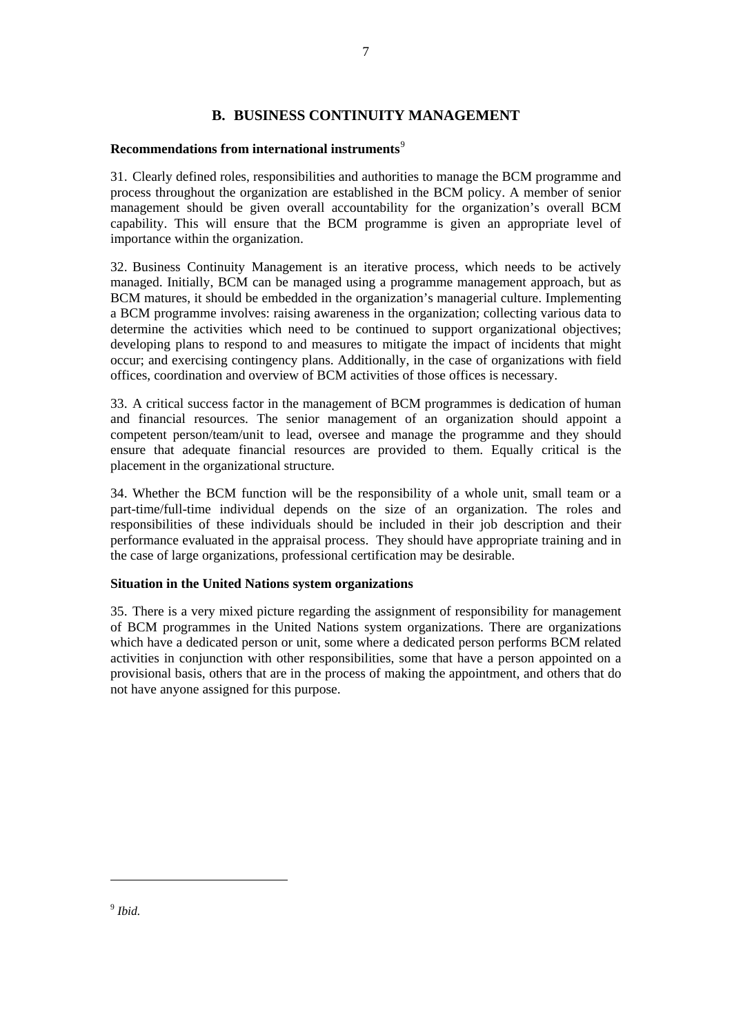## B. BUSINESS CONTINUITY MANAGEMENT

**Recommendations from international instruments**[9]

31. Clearly defined roles, responsibilities and authorities to manage the BCM programme and process throughout the organization are established in the BCM policy. A member of senior management should be given overall accountability for the organization's overall BCM capability. This will ensure that the BCM programme is given an appropriate level of importance within the organization.

32. Business Continuity Management is an iterative process, which needs to be actively managed. Initially, BCM can be managed using a programme management approach, but as BCM matures, it should be embedded in the organization's managerial culture. Implementing a BCM programme involves: raising awareness in the organization; collecting various data to determine the activities which need to be continued to support organizational objectives; developing plans to respond to and measures to mitigate the impact of incidents that might occur; and exercising contingency plans. Additionally, in the case of organizations with field offices, coordination and overview of BCM activities of those offices is necessary.

33. A critical success factor in the management of BCM programmes is dedication of human and financial resources. The senior management of an organization should appoint a competent person/team/unit to lead, oversee and manage the programme and they should ensure that adequate financial resources are provided to them. Equally critical is the placement in the organizational structure.

34. Whether the BCM function will be the responsibility of a whole unit, small team or a part-time/full-time individual depends on the size of an organization. The roles and responsibilities of these individuals should be included in their job description and their performance evaluated in the appraisal process. They should have appropriate training and in the case of large organizations, professional certification may be desirable.

**Situation in the United Nations system organizations**

35. There is a very mixed picture regarding the assignment of responsibility for management of BCM programmes in the United Nations system organizations. There are organizations which have a dedicated person or unit, some where a dedicated person performs BCM related activities in conjunction with other responsibilities, some that have a person appointed on a provisional basis, others that are in the process of making the appointment, and others that do not have anyone assigned for this purpose.

---

[9] *Ibid.*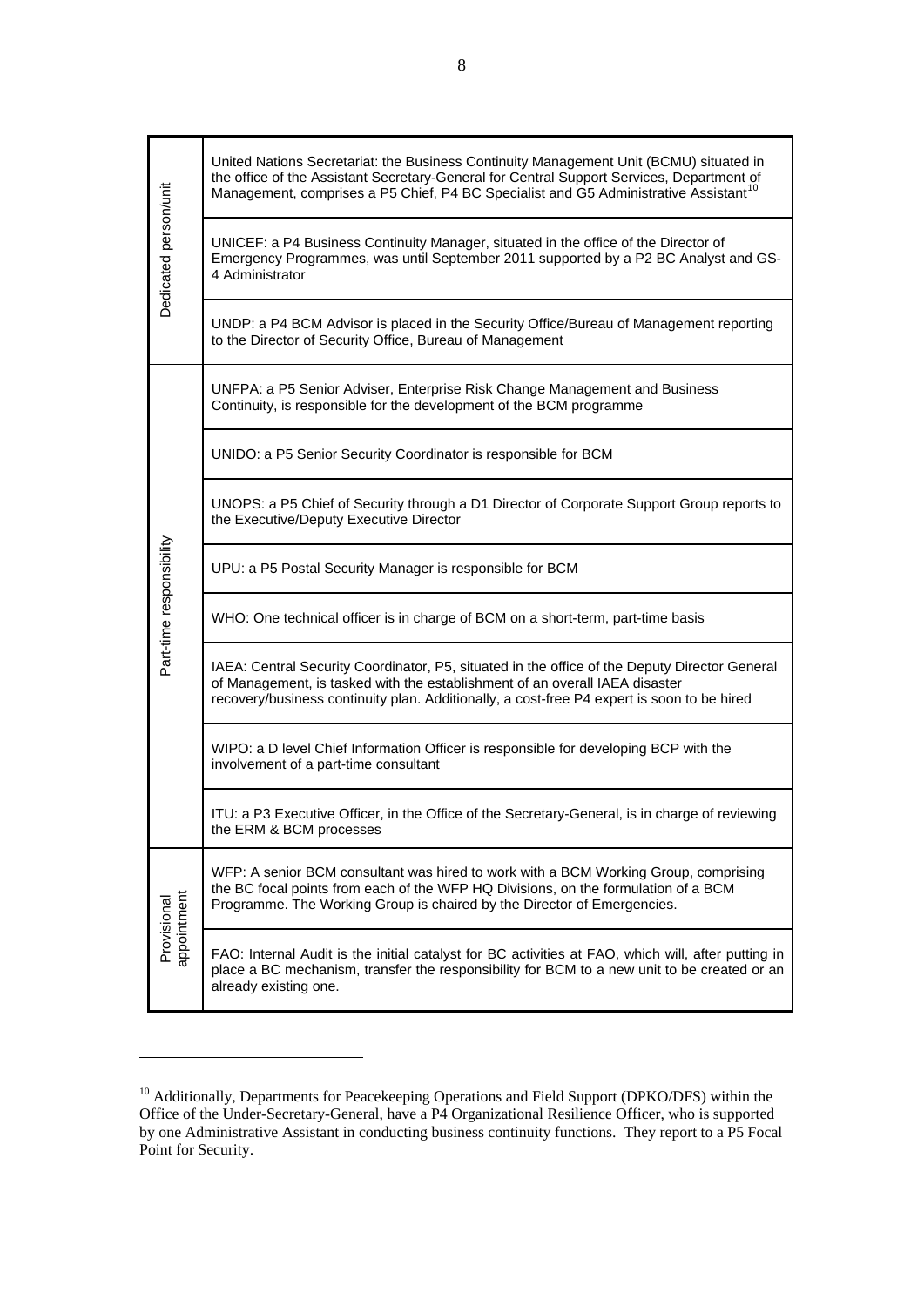| | |
|---|---|
| Dedicated person/unit | United Nations Secretariat: the Business Continuity Management Unit (BCMU) situated in the office of the Assistant Secretary-General for Central Support Services, Department of Management, comprises a P5 Chief, P4 BC Specialist and G5 Administrative Assistant[10] |
| | UNICEF: a P4 Business Continuity Manager, situated in the office of the Director of Emergency Programmes, was until September 2011 supported by a P2 BC Analyst and GS-4 Administrator |
| | UNDP: a P4 BCM Advisor is placed in the Security Office/Bureau of Management reporting to the Director of Security Office, Bureau of Management |
| Part-time responsibility | UNFPA: a P5 Senior Adviser, Enterprise Risk Change Management and Business Continuity, is responsible for the development of the BCM programme |
| | UNIDO: a P5 Senior Security Coordinator is responsible for BCM |
| | UNOPS: a P5 Chief of Security through a D1 Director of Corporate Support Group reports to the Executive/Deputy Executive Director |
| | UPU: a P5 Postal Security Manager is responsible for BCM |
| | WHO: One technical officer is in charge of BCM on a short-term, part-time basis |
| | IAEA: Central Security Coordinator, P5, situated in the office of the Deputy Director General of Management, is tasked with the establishment of an overall IAEA disaster recovery/business continuity plan. Additionally, a cost-free P4 expert is soon to be hired |
| | WIPO: a D level Chief Information Officer is responsible for developing BCP with the involvement of a part-time consultant |
| | ITU: a P3 Executive Officer, in the Office of the Secretary-General, is in charge of reviewing the ERM & BCM processes |
| Provisional appointment | WFP: A senior BCM consultant was hired to work with a BCM Working Group, comprising the BC focal points from each of the WFP HQ Divisions, on the formulation of a BCM Programme. The Working Group is chaired by the Director of Emergencies. |
| | FAO: Internal Audit is the initial catalyst for BC activities at FAO, which will, after putting in place a BC mechanism, transfer the responsibility for BCM to a new unit to be created or an already existing one. |

[10] Additionally, Departments for Peacekeeping Operations and Field Support (DPKO/DFS) within the Office of the Under-Secretary-General, have a P4 Organizational Resilience Officer, who is supported by one Administrative Assistant in conducting business continuity functions. They report to a P5 Focal Point for Security.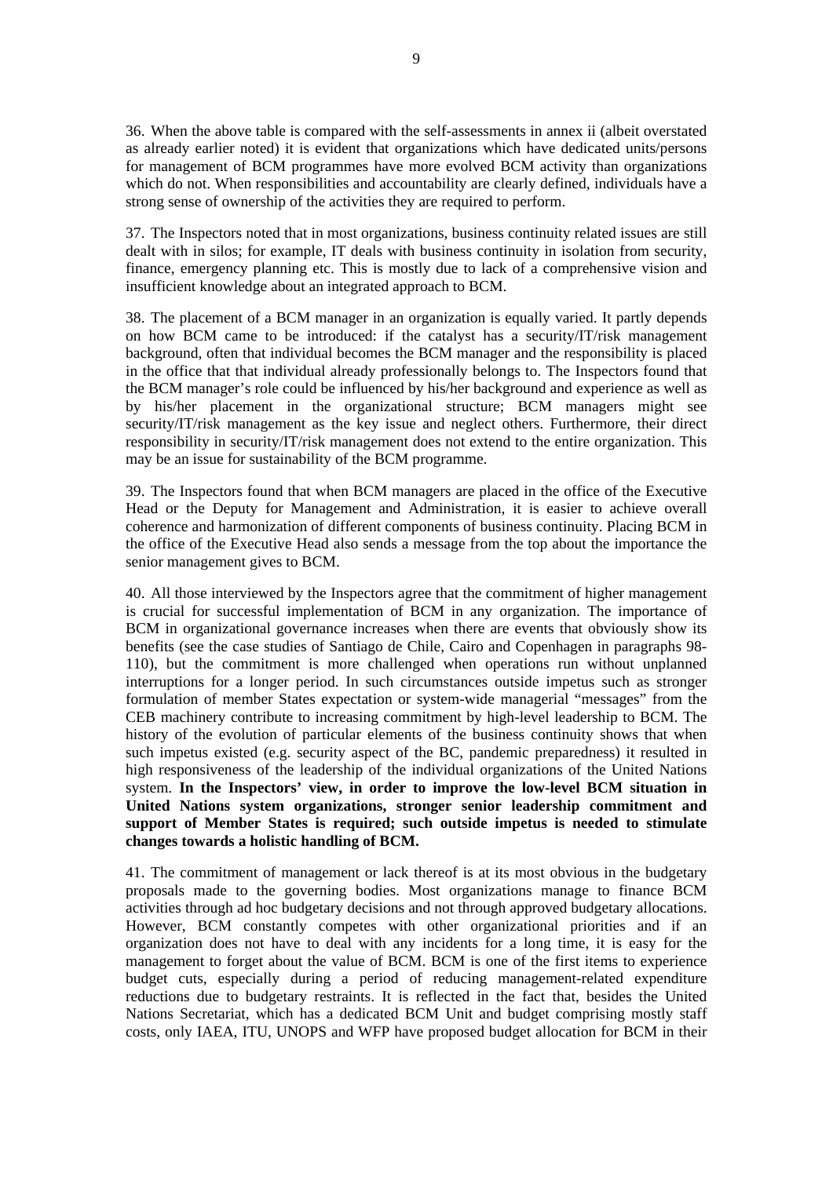36. When the above table is compared with the self-assessments in annex ii (albeit overstated as already earlier noted) it is evident that organizations which have dedicated units/persons for management of BCM programmes have more evolved BCM activity than organizations which do not. When responsibilities and accountability are clearly defined, individuals have a strong sense of ownership of the activities they are required to perform.

37. The Inspectors noted that in most organizations, business continuity related issues are still dealt with in silos; for example, IT deals with business continuity in isolation from security, finance, emergency planning etc. This is mostly due to lack of a comprehensive vision and insufficient knowledge about an integrated approach to BCM.

38. The placement of a BCM manager in an organization is equally varied. It partly depends on how BCM came to be introduced: if the catalyst has a security/IT/risk management background, often that individual becomes the BCM manager and the responsibility is placed in the office that that individual already professionally belongs to. The Inspectors found that the BCM manager's role could be influenced by his/her background and experience as well as by his/her placement in the organizational structure; BCM managers might see security/IT/risk management as the key issue and neglect others. Furthermore, their direct responsibility in security/IT/risk management does not extend to the entire organization. This may be an issue for sustainability of the BCM programme.

39. The Inspectors found that when BCM managers are placed in the office of the Executive Head or the Deputy for Management and Administration, it is easier to achieve overall coherence and harmonization of different components of business continuity. Placing BCM in the office of the Executive Head also sends a message from the top about the importance the senior management gives to BCM.

40. All those interviewed by the Inspectors agree that the commitment of higher management is crucial for successful implementation of BCM in any organization. The importance of BCM in organizational governance increases when there are events that obviously show its benefits (see the case studies of Santiago de Chile, Cairo and Copenhagen in paragraphs 98-110), but the commitment is more challenged when operations run without unplanned interruptions for a longer period. In such circumstances outside impetus such as stronger formulation of member States expectation or system-wide managerial "messages" from the CEB machinery contribute to increasing commitment by high-level leadership to BCM. The history of the evolution of particular elements of the business continuity shows that when such impetus existed (e.g. security aspect of the BC, pandemic preparedness) it resulted in high responsiveness of the leadership of the individual organizations of the United Nations system. **In the Inspectors' view, in order to improve the low-level BCM situation in United Nations system organizations, stronger senior leadership commitment and support of Member States is required; such outside impetus is needed to stimulate changes towards a holistic handling of BCM.**

41. The commitment of management or lack thereof is at its most obvious in the budgetary proposals made to the governing bodies. Most organizations manage to finance BCM activities through ad hoc budgetary decisions and not through approved budgetary allocations. However, BCM constantly competes with other organizational priorities and if an organization does not have to deal with any incidents for a long time, it is easy for the management to forget about the value of BCM. BCM is one of the first items to experience budget cuts, especially during a period of reducing management-related expenditure reductions due to budgetary restraints. It is reflected in the fact that, besides the United Nations Secretariat, which has a dedicated BCM Unit and budget comprising mostly staff costs, only IAEA, ITU, UNOPS and WFP have proposed budget allocation for BCM in their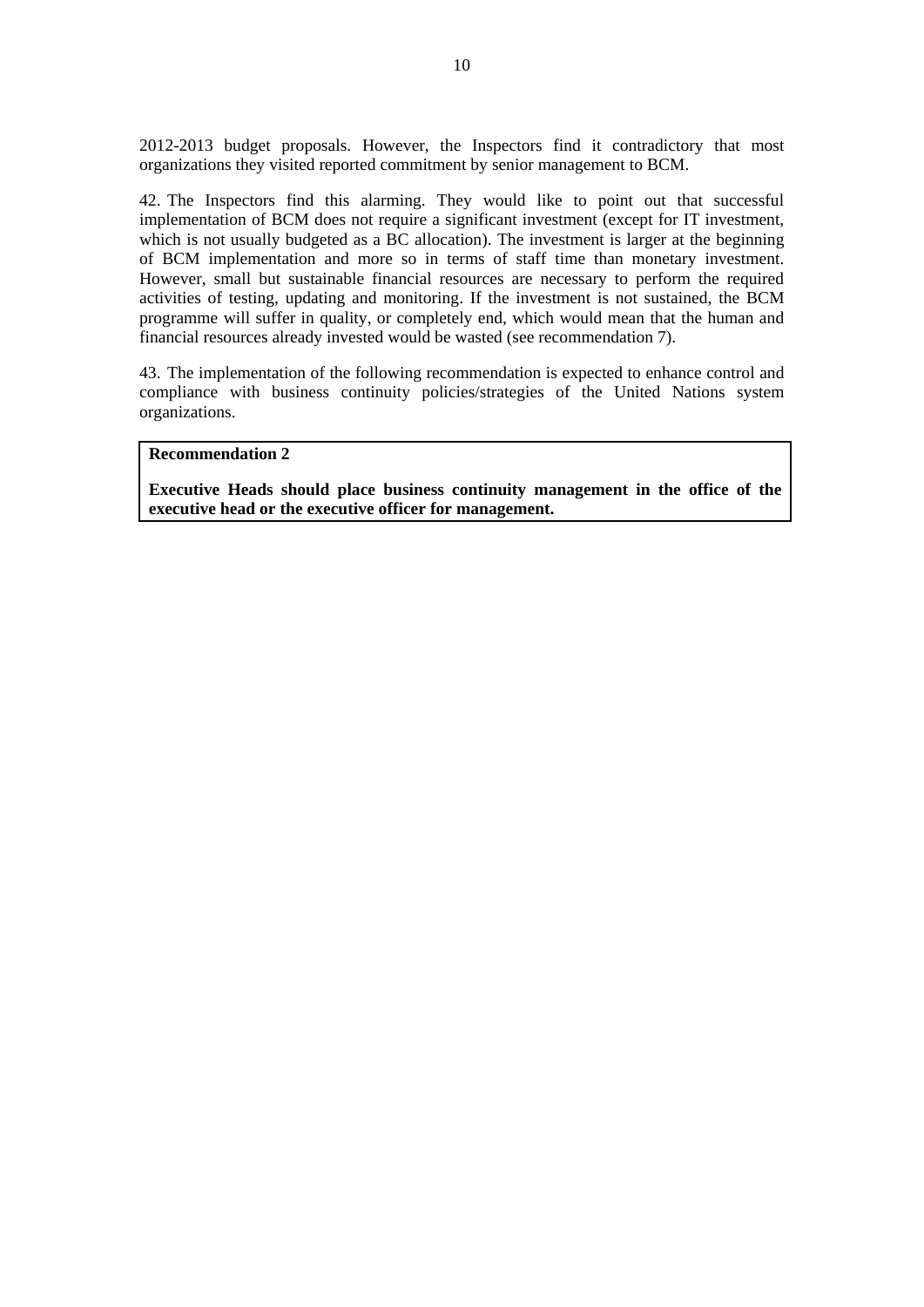2012-2013 budget proposals. However, the Inspectors find it contradictory that most organizations they visited reported commitment by senior management to BCM.

42. The Inspectors find this alarming. They would like to point out that successful implementation of BCM does not require a significant investment (except for IT investment, which is not usually budgeted as a BC allocation). The investment is larger at the beginning of BCM implementation and more so in terms of staff time than monetary investment. However, small but sustainable financial resources are necessary to perform the required activities of testing, updating and monitoring. If the investment is not sustained, the BCM programme will suffer in quality, or completely end, which would mean that the human and financial resources already invested would be wasted (see recommendation 7).

43. The implementation of the following recommendation is expected to enhance control and compliance with business continuity policies/strategies of the United Nations system organizations.

**Recommendation 2**

**Executive Heads should place business continuity management in the office of the executive head or the executive officer for management.**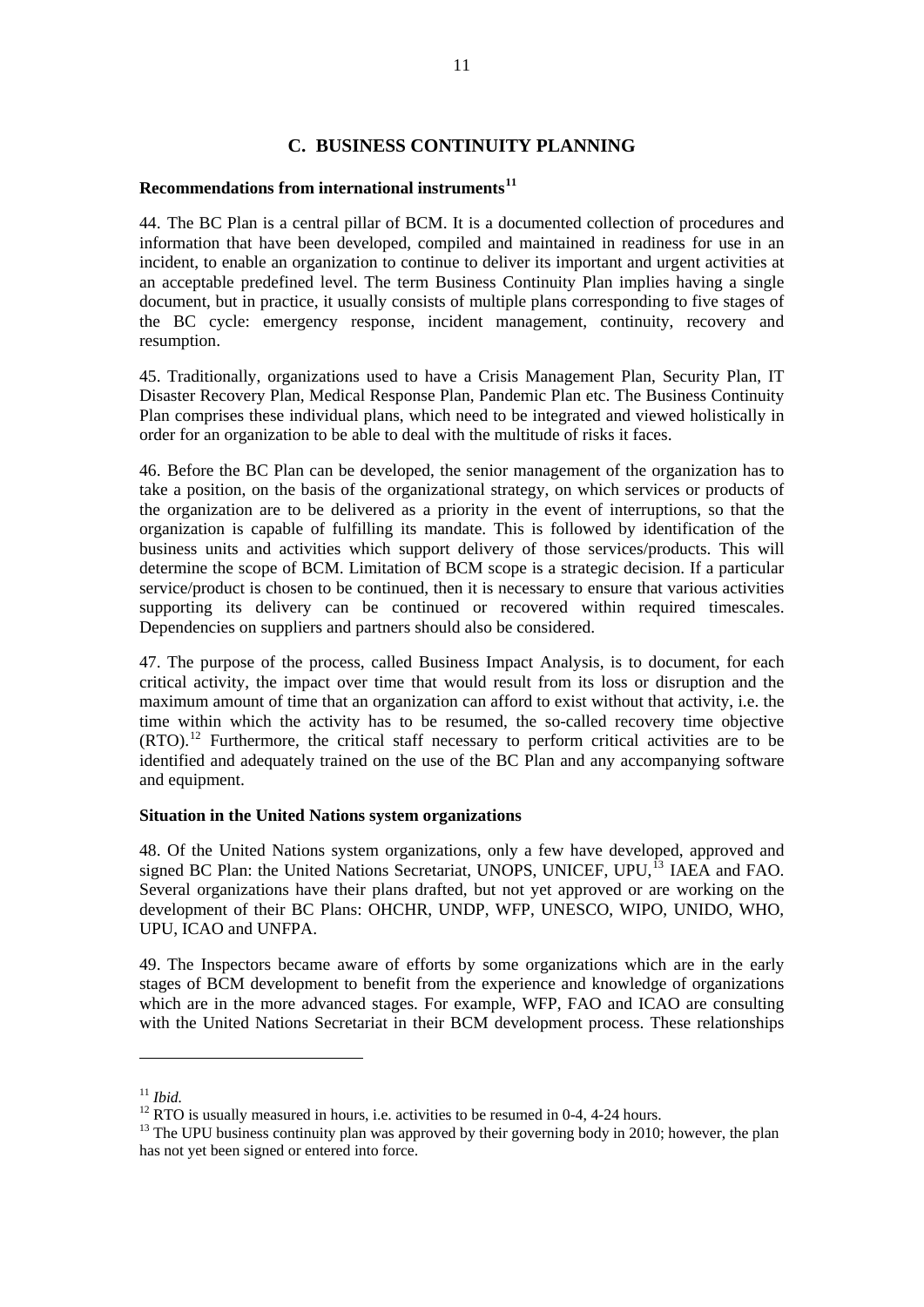## C. BUSINESS CONTINUITY PLANNING

### Recommendations from international instruments[11]

44. The BC Plan is a central pillar of BCM. It is a documented collection of procedures and information that have been developed, compiled and maintained in readiness for use in an incident, to enable an organization to continue to deliver its important and urgent activities at an acceptable predefined level. The term Business Continuity Plan implies having a single document, but in practice, it usually consists of multiple plans corresponding to five stages of the BC cycle: emergency response, incident management, continuity, recovery and resumption.

45. Traditionally, organizations used to have a Crisis Management Plan, Security Plan, IT Disaster Recovery Plan, Medical Response Plan, Pandemic Plan etc. The Business Continuity Plan comprises these individual plans, which need to be integrated and viewed holistically in order for an organization to be able to deal with the multitude of risks it faces.

46. Before the BC Plan can be developed, the senior management of the organization has to take a position, on the basis of the organizational strategy, on which services or products of the organization are to be delivered as a priority in the event of interruptions, so that the organization is capable of fulfilling its mandate. This is followed by identification of the business units and activities which support delivery of those services/products. This will determine the scope of BCM. Limitation of BCM scope is a strategic decision. If a particular service/product is chosen to be continued, then it is necessary to ensure that various activities supporting its delivery can be continued or recovered within required timescales. Dependencies on suppliers and partners should also be considered.

47. The purpose of the process, called Business Impact Analysis, is to document, for each critical activity, the impact over time that would result from its loss or disruption and the maximum amount of time that an organization can afford to exist without that activity, i.e. the time within which the activity has to be resumed, the so-called recovery time objective (RTO).[12] Furthermore, the critical staff necessary to perform critical activities are to be identified and adequately trained on the use of the BC Plan and any accompanying software and equipment.

### Situation in the United Nations system organizations

48. Of the United Nations system organizations, only a few have developed, approved and signed BC Plan: the United Nations Secretariat, UNOPS, UNICEF, UPU,[13] IAEA and FAO. Several organizations have their plans drafted, but not yet approved or are working on the development of their BC Plans: OHCHR, UNDP, WFP, UNESCO, WIPO, UNIDO, WHO, UPU, ICAO and UNFPA.

49. The Inspectors became aware of efforts by some organizations which are in the early stages of BCM development to benefit from the experience and knowledge of organizations which are in the more advanced stages. For example, WFP, FAO and ICAO are consulting with the United Nations Secretariat in their BCM development process. These relationships

---

[11] *Ibid.*

[12] RTO is usually measured in hours, i.e. activities to be resumed in 0-4, 4-24 hours.

[13] The UPU business continuity plan was approved by their governing body in 2010; however, the plan has not yet been signed or entered into force.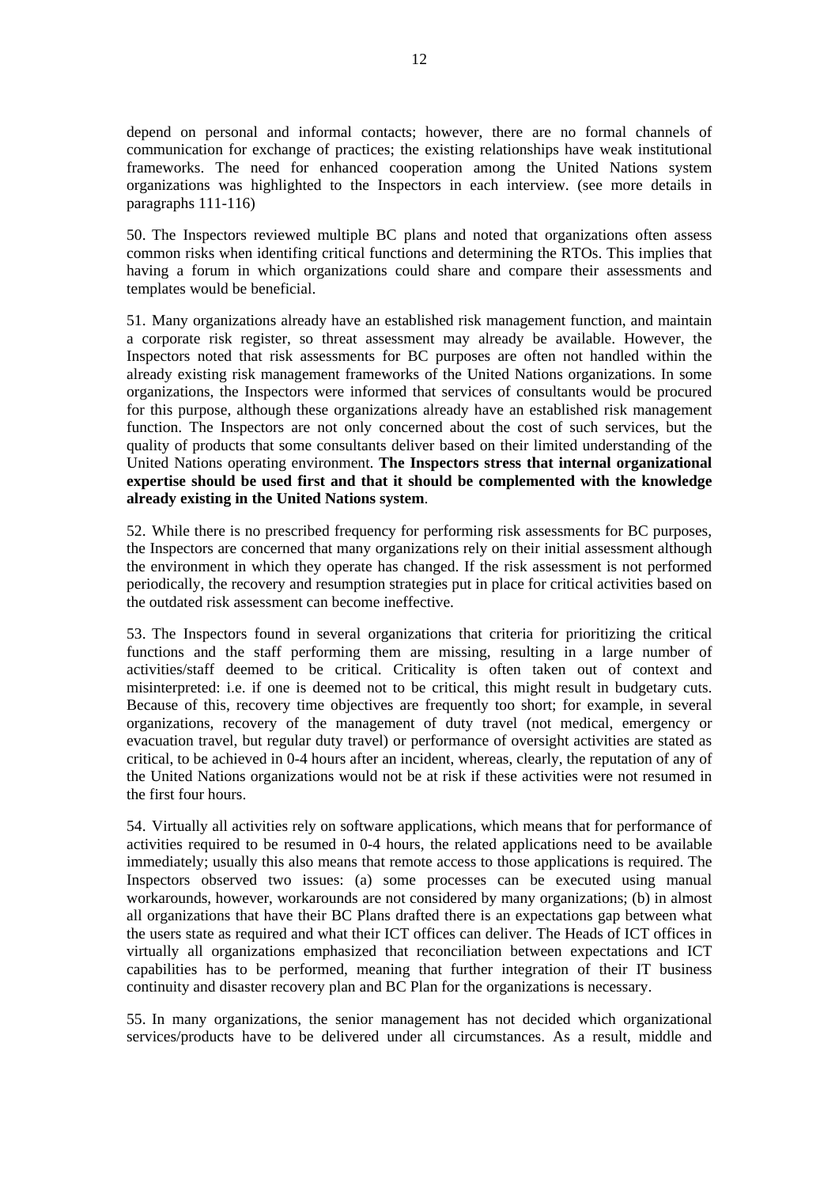depend on personal and informal contacts; however, there are no formal channels of communication for exchange of practices; the existing relationships have weak institutional frameworks. The need for enhanced cooperation among the United Nations system organizations was highlighted to the Inspectors in each interview. (see more details in paragraphs 111-116)

50. The Inspectors reviewed multiple BC plans and noted that organizations often assess common risks when identifing critical functions and determining the RTOs. This implies that having a forum in which organizations could share and compare their assessments and templates would be beneficial.

51. Many organizations already have an established risk management function, and maintain a corporate risk register, so threat assessment may already be available. However, the Inspectors noted that risk assessments for BC purposes are often not handled within the already existing risk management frameworks of the United Nations organizations. In some organizations, the Inspectors were informed that services of consultants would be procured for this purpose, although these organizations already have an established risk management function. The Inspectors are not only concerned about the cost of such services, but the quality of products that some consultants deliver based on their limited understanding of the United Nations operating environment. **The Inspectors stress that internal organizational expertise should be used first and that it should be complemented with the knowledge already existing in the United Nations system**.

52. While there is no prescribed frequency for performing risk assessments for BC purposes, the Inspectors are concerned that many organizations rely on their initial assessment although the environment in which they operate has changed. If the risk assessment is not performed periodically, the recovery and resumption strategies put in place for critical activities based on the outdated risk assessment can become ineffective.

53. The Inspectors found in several organizations that criteria for prioritizing the critical functions and the staff performing them are missing, resulting in a large number of activities/staff deemed to be critical. Criticality is often taken out of context and misinterpreted: i.e. if one is deemed not to be critical, this might result in budgetary cuts. Because of this, recovery time objectives are frequently too short; for example, in several organizations, recovery of the management of duty travel (not medical, emergency or evacuation travel, but regular duty travel) or performance of oversight activities are stated as critical, to be achieved in 0-4 hours after an incident, whereas, clearly, the reputation of any of the United Nations organizations would not be at risk if these activities were not resumed in the first four hours.

54. Virtually all activities rely on software applications, which means that for performance of activities required to be resumed in 0-4 hours, the related applications need to be available immediately; usually this also means that remote access to those applications is required. The Inspectors observed two issues: (a) some processes can be executed using manual workarounds, however, workarounds are not considered by many organizations; (b) in almost all organizations that have their BC Plans drafted there is an expectations gap between what the users state as required and what their ICT offices can deliver. The Heads of ICT offices in virtually all organizations emphasized that reconciliation between expectations and ICT capabilities has to be performed, meaning that further integration of their IT business continuity and disaster recovery plan and BC Plan for the organizations is necessary.

55. In many organizations, the senior management has not decided which organizational services/products have to be delivered under all circumstances. As a result, middle and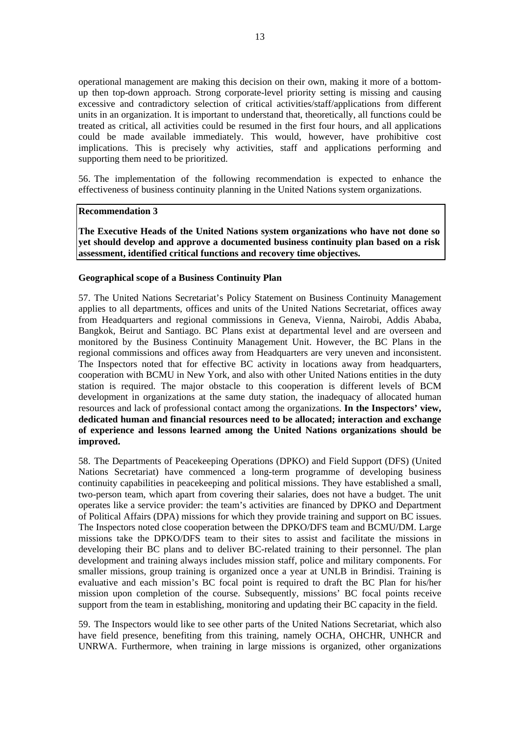operational management are making this decision on their own, making it more of a bottom-up then top-down approach. Strong corporate-level priority setting is missing and causing excessive and contradictory selection of critical activities/staff/applications from different units in an organization. It is important to understand that, theoretically, all functions could be treated as critical, all activities could be resumed in the first four hours, and all applications could be made available immediately. This would, however, have prohibitive cost implications. This is precisely why activities, staff and applications performing and supporting them need to be prioritized.

56. The implementation of the following recommendation is expected to enhance the effectiveness of business continuity planning in the United Nations system organizations.

**Recommendation 3**

**The Executive Heads of the United Nations system organizations who have not done so yet should develop and approve a documented business continuity plan based on a risk assessment, identified critical functions and recovery time objectives.**

**Geographical scope of a Business Continuity Plan**

57. The United Nations Secretariat's Policy Statement on Business Continuity Management applies to all departments, offices and units of the United Nations Secretariat, offices away from Headquarters and regional commissions in Geneva, Vienna, Nairobi, Addis Ababa, Bangkok, Beirut and Santiago. BC Plans exist at departmental level and are overseen and monitored by the Business Continuity Management Unit. However, the BC Plans in the regional commissions and offices away from Headquarters are very uneven and inconsistent. The Inspectors noted that for effective BC activity in locations away from headquarters, cooperation with BCMU in New York, and also with other United Nations entities in the duty station is required. The major obstacle to this cooperation is different levels of BCM development in organizations at the same duty station, the inadequacy of allocated human resources and lack of professional contact among the organizations. **In the Inspectors' view, dedicated human and financial resources need to be allocated; interaction and exchange of experience and lessons learned among the United Nations organizations should be improved.**

58. The Departments of Peacekeeping Operations (DPKO) and Field Support (DFS) (United Nations Secretariat) have commenced a long-term programme of developing business continuity capabilities in peacekeeping and political missions. They have established a small, two-person team, which apart from covering their salaries, does not have a budget. The unit operates like a service provider: the team's activities are financed by DPKO and Department of Political Affairs (DPA) missions for which they provide training and support on BC issues. The Inspectors noted close cooperation between the DPKO/DFS team and BCMU/DM. Large missions take the DPKO/DFS team to their sites to assist and facilitate the missions in developing their BC plans and to deliver BC-related training to their personnel. The plan development and training always includes mission staff, police and military components. For smaller missions, group training is organized once a year at UNLB in Brindisi. Training is evaluative and each mission's BC focal point is required to draft the BC Plan for his/her mission upon completion of the course. Subsequently, missions' BC focal points receive support from the team in establishing, monitoring and updating their BC capacity in the field.

59. The Inspectors would like to see other parts of the United Nations Secretariat, which also have field presence, benefiting from this training, namely OCHA, OHCHR, UNHCR and UNRWA. Furthermore, when training in large missions is organized, other organizations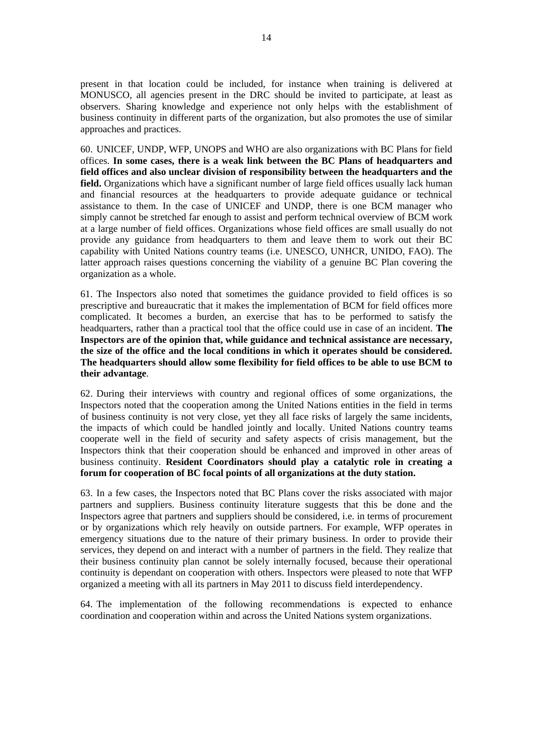present in that location could be included, for instance when training is delivered at MONUSCO, all agencies present in the DRC should be invited to participate, at least as observers. Sharing knowledge and experience not only helps with the establishment of business continuity in different parts of the organization, but also promotes the use of similar approaches and practices.

60. UNICEF, UNDP, WFP, UNOPS and WHO are also organizations with BC Plans for field offices. **In some cases, there is a weak link between the BC Plans of headquarters and field offices and also unclear division of responsibility between the headquarters and the field.** Organizations which have a significant number of large field offices usually lack human and financial resources at the headquarters to provide adequate guidance or technical assistance to them. In the case of UNICEF and UNDP, there is one BCM manager who simply cannot be stretched far enough to assist and perform technical overview of BCM work at a large number of field offices. Organizations whose field offices are small usually do not provide any guidance from headquarters to them and leave them to work out their BC capability with United Nations country teams (i.e. UNESCO, UNHCR, UNIDO, FAO). The latter approach raises questions concerning the viability of a genuine BC Plan covering the organization as a whole.

61. The Inspectors also noted that sometimes the guidance provided to field offices is so prescriptive and bureaucratic that it makes the implementation of BCM for field offices more complicated. It becomes a burden, an exercise that has to be performed to satisfy the headquarters, rather than a practical tool that the office could use in case of an incident. **The Inspectors are of the opinion that, while guidance and technical assistance are necessary, the size of the office and the local conditions in which it operates should be considered. The headquarters should allow some flexibility for field offices to be able to use BCM to their advantage**.

62. During their interviews with country and regional offices of some organizations, the Inspectors noted that the cooperation among the United Nations entities in the field in terms of business continuity is not very close, yet they all face risks of largely the same incidents, the impacts of which could be handled jointly and locally. United Nations country teams cooperate well in the field of security and safety aspects of crisis management, but the Inspectors think that their cooperation should be enhanced and improved in other areas of business continuity. **Resident Coordinators should play a catalytic role in creating a forum for cooperation of BC focal points of all organizations at the duty station.**

63. In a few cases, the Inspectors noted that BC Plans cover the risks associated with major partners and suppliers. Business continuity literature suggests that this be done and the Inspectors agree that partners and suppliers should be considered, i.e. in terms of procurement or by organizations which rely heavily on outside partners. For example, WFP operates in emergency situations due to the nature of their primary business. In order to provide their services, they depend on and interact with a number of partners in the field. They realize that their business continuity plan cannot be solely internally focused, because their operational continuity is dependant on cooperation with others. Inspectors were pleased to note that WFP organized a meeting with all its partners in May 2011 to discuss field interdependency.

64. The implementation of the following recommendations is expected to enhance coordination and cooperation within and across the United Nations system organizations.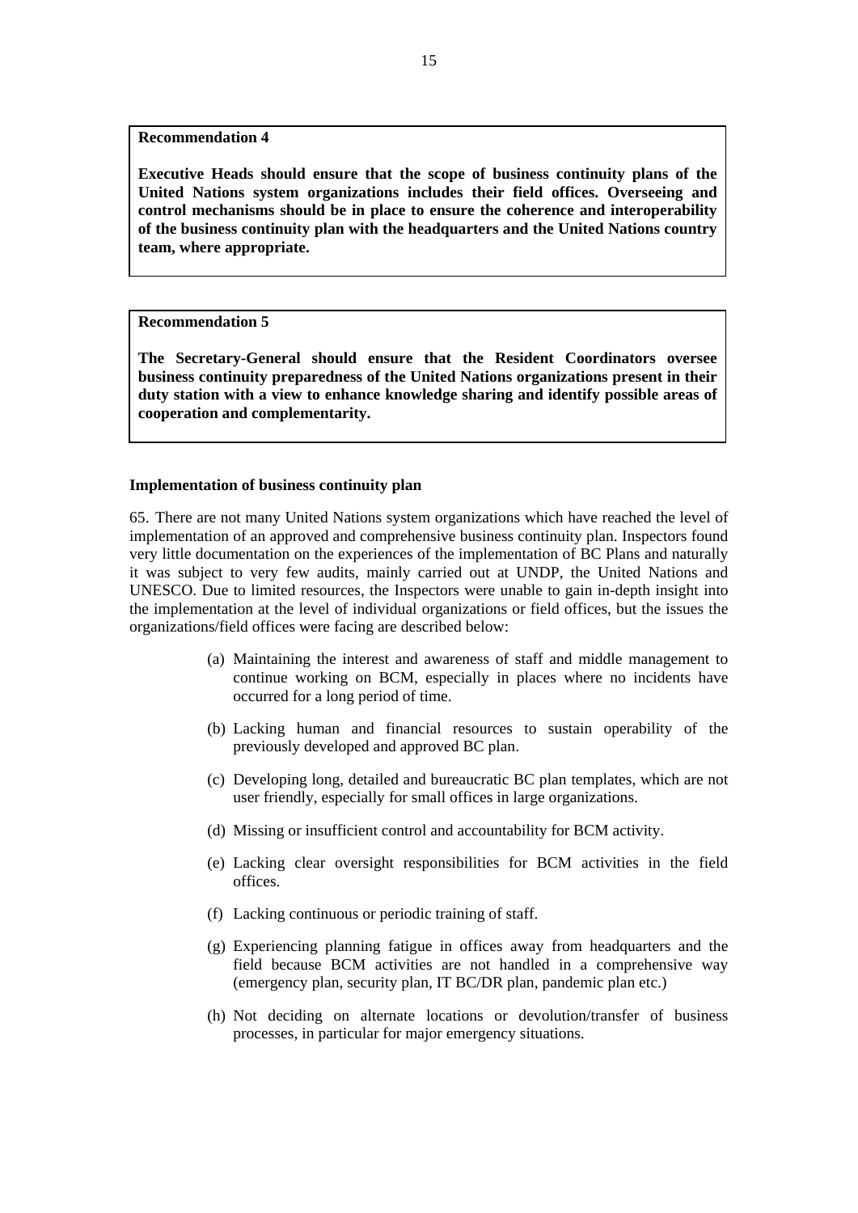**Recommendation 4**

**Executive Heads should ensure that the scope of business continuity plans of the United Nations system organizations includes their field offices. Overseeing and control mechanisms should be in place to ensure the coherence and interoperability of the business continuity plan with the headquarters and the United Nations country team, where appropriate.**

**Recommendation 5**

**The Secretary-General should ensure that the Resident Coordinators oversee business continuity preparedness of the United Nations organizations present in their duty station with a view to enhance knowledge sharing and identify possible areas of cooperation and complementarity.**

**Implementation of business continuity plan**

65. There are not many United Nations system organizations which have reached the level of implementation of an approved and comprehensive business continuity plan. Inspectors found very little documentation on the experiences of the implementation of BC Plans and naturally it was subject to very few audits, mainly carried out at UNDP, the United Nations and UNESCO. Due to limited resources, the Inspectors were unable to gain in-depth insight into the implementation at the level of individual organizations or field offices, but the issues the organizations/field offices were facing are described below:

(a) Maintaining the interest and awareness of staff and middle management to continue working on BCM, especially in places where no incidents have occurred for a long period of time.

(b) Lacking human and financial resources to sustain operability of the previously developed and approved BC plan.

(c) Developing long, detailed and bureaucratic BC plan templates, which are not user friendly, especially for small offices in large organizations.

(d) Missing or insufficient control and accountability for BCM activity.

(e) Lacking clear oversight responsibilities for BCM activities in the field offices.

(f) Lacking continuous or periodic training of staff.

(g) Experiencing planning fatigue in offices away from headquarters and the field because BCM activities are not handled in a comprehensive way (emergency plan, security plan, IT BC/DR plan, pandemic plan etc.)

(h) Not deciding on alternate locations or devolution/transfer of business processes, in particular for major emergency situations.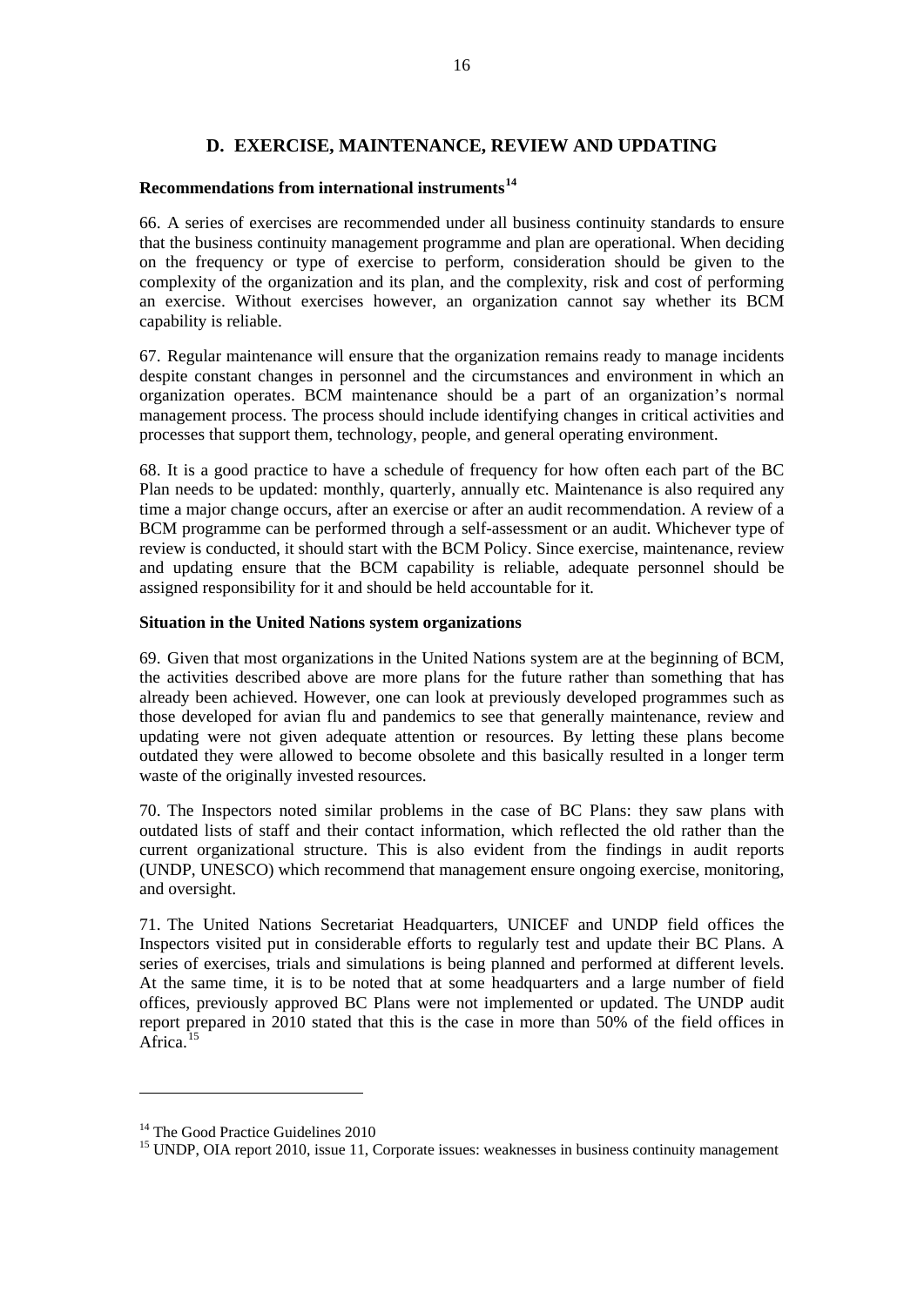## D. EXERCISE, MAINTENANCE, REVIEW AND UPDATING

**Recommendations from international instruments**[14]

66. A series of exercises are recommended under all business continuity standards to ensure that the business continuity management programme and plan are operational. When deciding on the frequency or type of exercise to perform, consideration should be given to the complexity of the organization and its plan, and the complexity, risk and cost of performing an exercise. Without exercises however, an organization cannot say whether its BCM capability is reliable.

67. Regular maintenance will ensure that the organization remains ready to manage incidents despite constant changes in personnel and the circumstances and environment in which an organization operates. BCM maintenance should be a part of an organization's normal management process. The process should include identifying changes in critical activities and processes that support them, technology, people, and general operating environment.

68. It is a good practice to have a schedule of frequency for how often each part of the BC Plan needs to be updated: monthly, quarterly, annually etc. Maintenance is also required any time a major change occurs, after an exercise or after an audit recommendation. A review of a BCM programme can be performed through a self-assessment or an audit. Whichever type of review is conducted, it should start with the BCM Policy. Since exercise, maintenance, review and updating ensure that the BCM capability is reliable, adequate personnel should be assigned responsibility for it and should be held accountable for it.

**Situation in the United Nations system organizations**

69. Given that most organizations in the United Nations system are at the beginning of BCM, the activities described above are more plans for the future rather than something that has already been achieved. However, one can look at previously developed programmes such as those developed for avian flu and pandemics to see that generally maintenance, review and updating were not given adequate attention or resources. By letting these plans become outdated they were allowed to become obsolete and this basically resulted in a longer term waste of the originally invested resources.

70. The Inspectors noted similar problems in the case of BC Plans: they saw plans with outdated lists of staff and their contact information, which reflected the old rather than the current organizational structure. This is also evident from the findings in audit reports (UNDP, UNESCO) which recommend that management ensure ongoing exercise, monitoring, and oversight.

71. The United Nations Secretariat Headquarters, UNICEF and UNDP field offices the Inspectors visited put in considerable efforts to regularly test and update their BC Plans. A series of exercises, trials and simulations is being planned and performed at different levels. At the same time, it is to be noted that at some headquarters and a large number of field offices, previously approved BC Plans were not implemented or updated. The UNDP audit report prepared in 2010 stated that this is the case in more than 50% of the field offices in Africa.[15]

---

[14] The Good Practice Guidelines 2010

[15] UNDP, OIA report 2010, issue 11, Corporate issues: weaknesses in business continuity management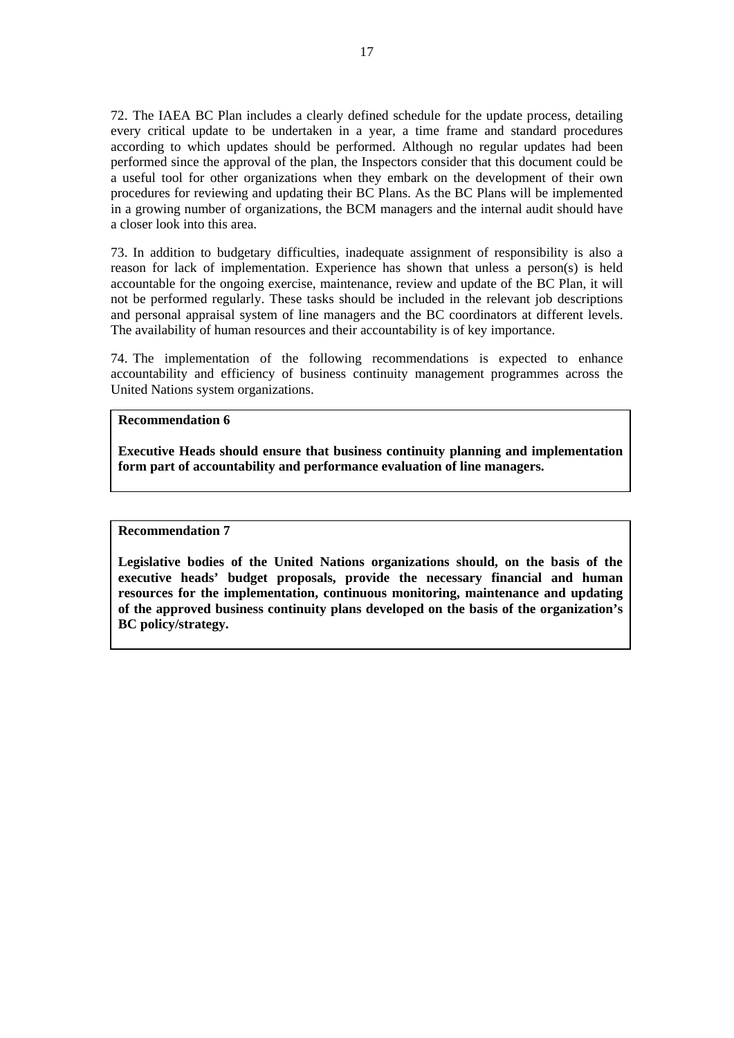72. The IAEA BC Plan includes a clearly defined schedule for the update process, detailing every critical update to be undertaken in a year, a time frame and standard procedures according to which updates should be performed. Although no regular updates had been performed since the approval of the plan, the Inspectors consider that this document could be a useful tool for other organizations when they embark on the development of their own procedures for reviewing and updating their BC Plans. As the BC Plans will be implemented in a growing number of organizations, the BCM managers and the internal audit should have a closer look into this area.

73. In addition to budgetary difficulties, inadequate assignment of responsibility is also a reason for lack of implementation. Experience has shown that unless a person(s) is held accountable for the ongoing exercise, maintenance, review and update of the BC Plan, it will not be performed regularly. These tasks should be included in the relevant job descriptions and personal appraisal system of line managers and the BC coordinators at different levels. The availability of human resources and their accountability is of key importance.

74. The implementation of the following recommendations is expected to enhance accountability and efficiency of business continuity management programmes across the United Nations system organizations.

**Recommendation 6**

**Executive Heads should ensure that business continuity planning and implementation form part of accountability and performance evaluation of line managers.**

**Recommendation 7**

**Legislative bodies of the United Nations organizations should, on the basis of the executive heads' budget proposals, provide the necessary financial and human resources for the implementation, continuous monitoring, maintenance and updating of the approved business continuity plans developed on the basis of the organization's BC policy/strategy.**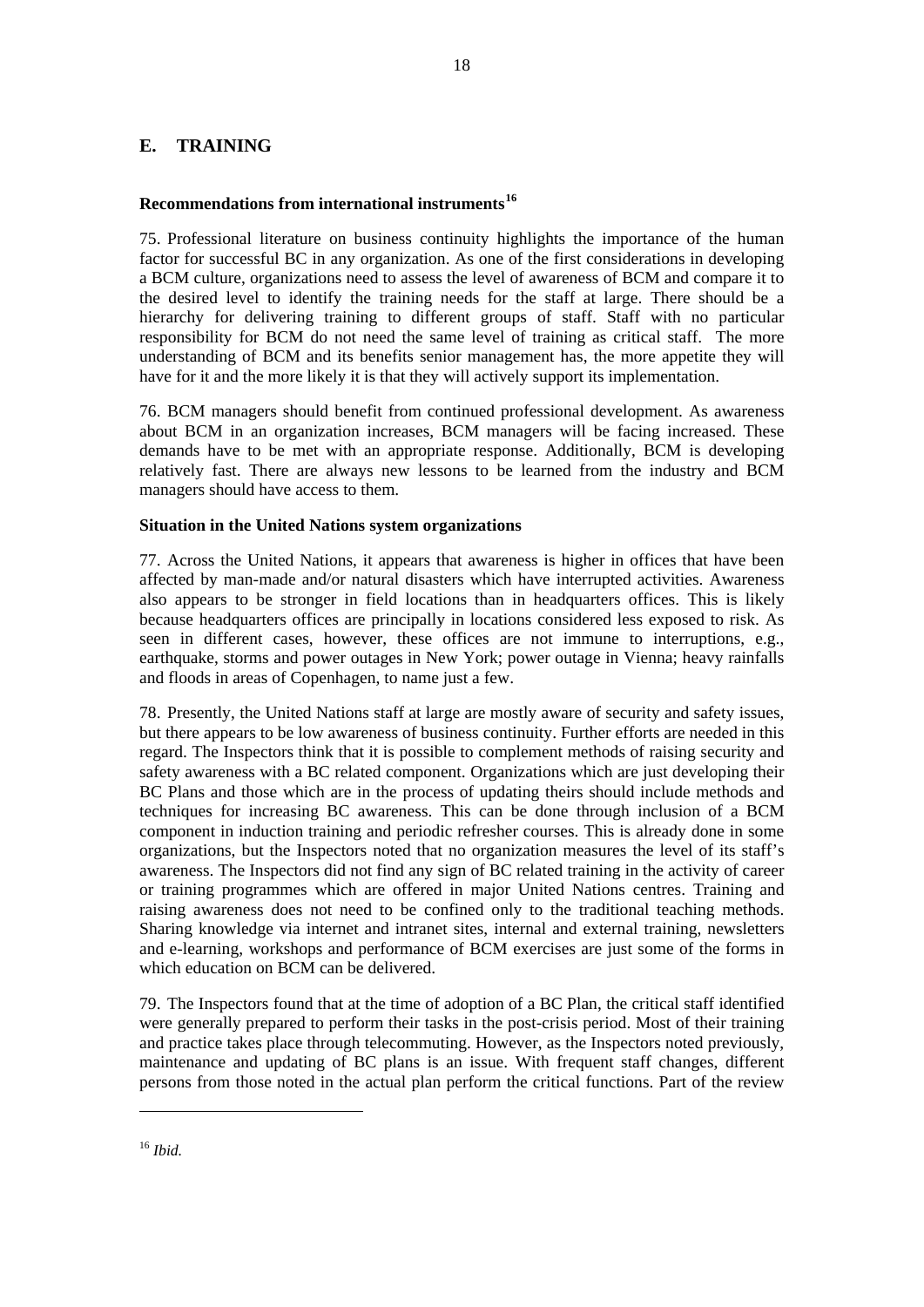## E. TRAINING

### Recommendations from international instruments[16]

75. Professional literature on business continuity highlights the importance of the human factor for successful BC in any organization. As one of the first considerations in developing a BCM culture, organizations need to assess the level of awareness of BCM and compare it to the desired level to identify the training needs for the staff at large. There should be a hierarchy for delivering training to different groups of staff. Staff with no particular responsibility for BCM do not need the same level of training as critical staff. The more understanding of BCM and its benefits senior management has, the more appetite they will have for it and the more likely it is that they will actively support its implementation.

76. BCM managers should benefit from continued professional development. As awareness about BCM in an organization increases, BCM managers will be facing increased. These demands have to be met with an appropriate response. Additionally, BCM is developing relatively fast. There are always new lessons to be learned from the industry and BCM managers should have access to them.

### Situation in the United Nations system organizations

77. Across the United Nations, it appears that awareness is higher in offices that have been affected by man-made and/or natural disasters which have interrupted activities. Awareness also appears to be stronger in field locations than in headquarters offices. This is likely because headquarters offices are principally in locations considered less exposed to risk. As seen in different cases, however, these offices are not immune to interruptions, e.g., earthquake, storms and power outages in New York; power outage in Vienna; heavy rainfalls and floods in areas of Copenhagen, to name just a few.

78. Presently, the United Nations staff at large are mostly aware of security and safety issues, but there appears to be low awareness of business continuity. Further efforts are needed in this regard. The Inspectors think that it is possible to complement methods of raising security and safety awareness with a BC related component. Organizations which are just developing their BC Plans and those which are in the process of updating theirs should include methods and techniques for increasing BC awareness. This can be done through inclusion of a BCM component in induction training and periodic refresher courses. This is already done in some organizations, but the Inspectors noted that no organization measures the level of its staff's awareness. The Inspectors did not find any sign of BC related training in the activity of career or training programmes which are offered in major United Nations centres. Training and raising awareness does not need to be confined only to the traditional teaching methods. Sharing knowledge via internet and intranet sites, internal and external training, newsletters and e-learning, workshops and performance of BCM exercises are just some of the forms in which education on BCM can be delivered.

79. The Inspectors found that at the time of adoption of a BC Plan, the critical staff identified were generally prepared to perform their tasks in the post-crisis period. Most of their training and practice takes place through telecommuting. However, as the Inspectors noted previously, maintenance and updating of BC plans is an issue. With frequent staff changes, different persons from those noted in the actual plan perform the critical functions. Part of the review

---

[16] *Ibid.*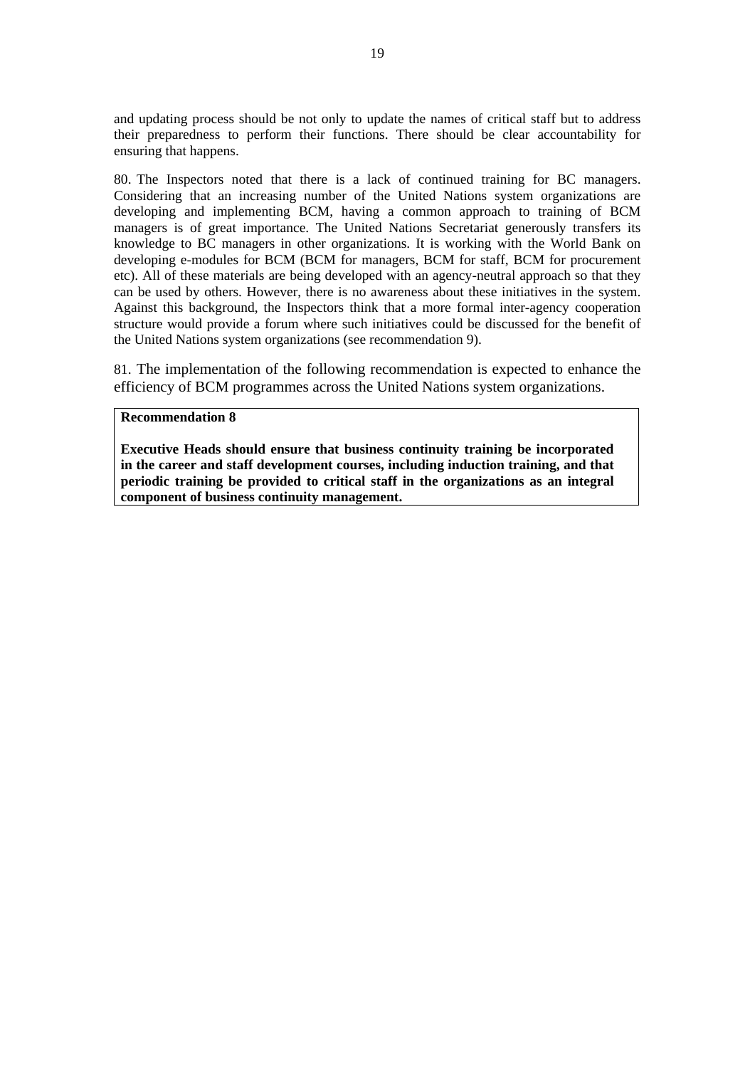and updating process should be not only to update the names of critical staff but to address their preparedness to perform their functions. There should be clear accountability for ensuring that happens.

80. The Inspectors noted that there is a lack of continued training for BC managers. Considering that an increasing number of the United Nations system organizations are developing and implementing BCM, having a common approach to training of BCM managers is of great importance. The United Nations Secretariat generously transfers its knowledge to BC managers in other organizations. It is working with the World Bank on developing e-modules for BCM (BCM for managers, BCM for staff, BCM for procurement etc). All of these materials are being developed with an agency-neutral approach so that they can be used by others. However, there is no awareness about these initiatives in the system. Against this background, the Inspectors think that a more formal inter-agency cooperation structure would provide a forum where such initiatives could be discussed for the benefit of the United Nations system organizations (see recommendation 9).

81. The implementation of the following recommendation is expected to enhance the efficiency of BCM programmes across the United Nations system organizations.

**Recommendation 8**

**Executive Heads should ensure that business continuity training be incorporated in the career and staff development courses, including induction training, and that periodic training be provided to critical staff in the organizations as an integral component of business continuity management.**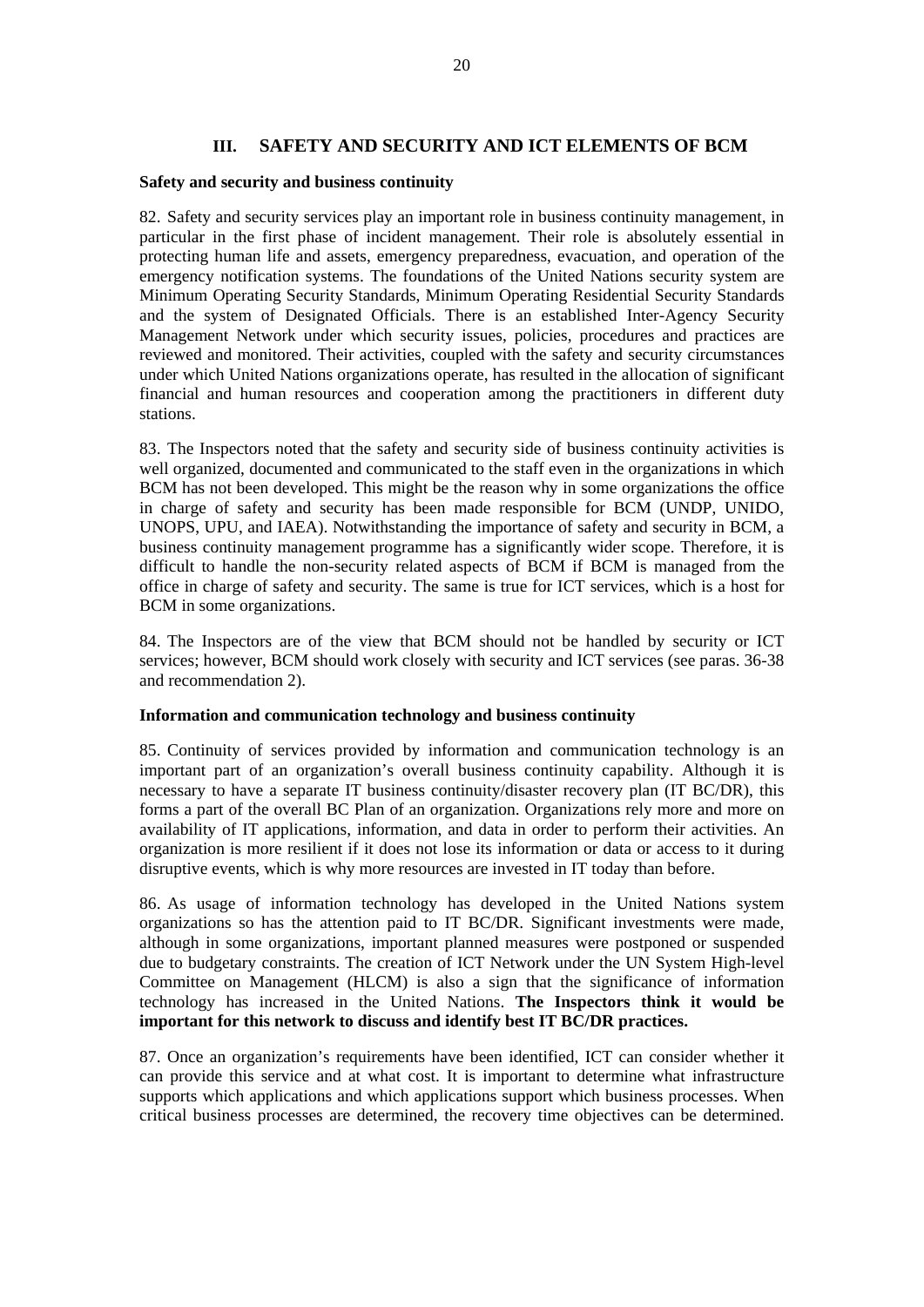## III. SAFETY AND SECURITY AND ICT ELEMENTS OF BCM

**Safety and security and business continuity**

82. Safety and security services play an important role in business continuity management, in particular in the first phase of incident management. Their role is absolutely essential in protecting human life and assets, emergency preparedness, evacuation, and operation of the emergency notification systems. The foundations of the United Nations security system are Minimum Operating Security Standards, Minimum Operating Residential Security Standards and the system of Designated Officials. There is an established Inter-Agency Security Management Network under which security issues, policies, procedures and practices are reviewed and monitored. Their activities, coupled with the safety and security circumstances under which United Nations organizations operate, has resulted in the allocation of significant financial and human resources and cooperation among the practitioners in different duty stations.

83. The Inspectors noted that the safety and security side of business continuity activities is well organized, documented and communicated to the staff even in the organizations in which BCM has not been developed. This might be the reason why in some organizations the office in charge of safety and security has been made responsible for BCM (UNDP, UNIDO, UNOPS, UPU, and IAEA). Notwithstanding the importance of safety and security in BCM, a business continuity management programme has a significantly wider scope. Therefore, it is difficult to handle the non-security related aspects of BCM if BCM is managed from the office in charge of safety and security. The same is true for ICT services, which is a host for BCM in some organizations.

84. The Inspectors are of the view that BCM should not be handled by security or ICT services; however, BCM should work closely with security and ICT services (see paras. 36-38 and recommendation 2).

**Information and communication technology and business continuity**

85. Continuity of services provided by information and communication technology is an important part of an organization's overall business continuity capability. Although it is necessary to have a separate IT business continuity/disaster recovery plan (IT BC/DR), this forms a part of the overall BC Plan of an organization. Organizations rely more and more on availability of IT applications, information, and data in order to perform their activities. An organization is more resilient if it does not lose its information or data or access to it during disruptive events, which is why more resources are invested in IT today than before.

86. As usage of information technology has developed in the United Nations system organizations so has the attention paid to IT BC/DR. Significant investments were made, although in some organizations, important planned measures were postponed or suspended due to budgetary constraints. The creation of ICT Network under the UN System High-level Committee on Management (HLCM) is also a sign that the significance of information technology has increased in the United Nations. **The Inspectors think it would be important for this network to discuss and identify best IT BC/DR practices.**

87. Once an organization's requirements have been identified, ICT can consider whether it can provide this service and at what cost. It is important to determine what infrastructure supports which applications and which applications support which business processes. When critical business processes are determined, the recovery time objectives can be determined.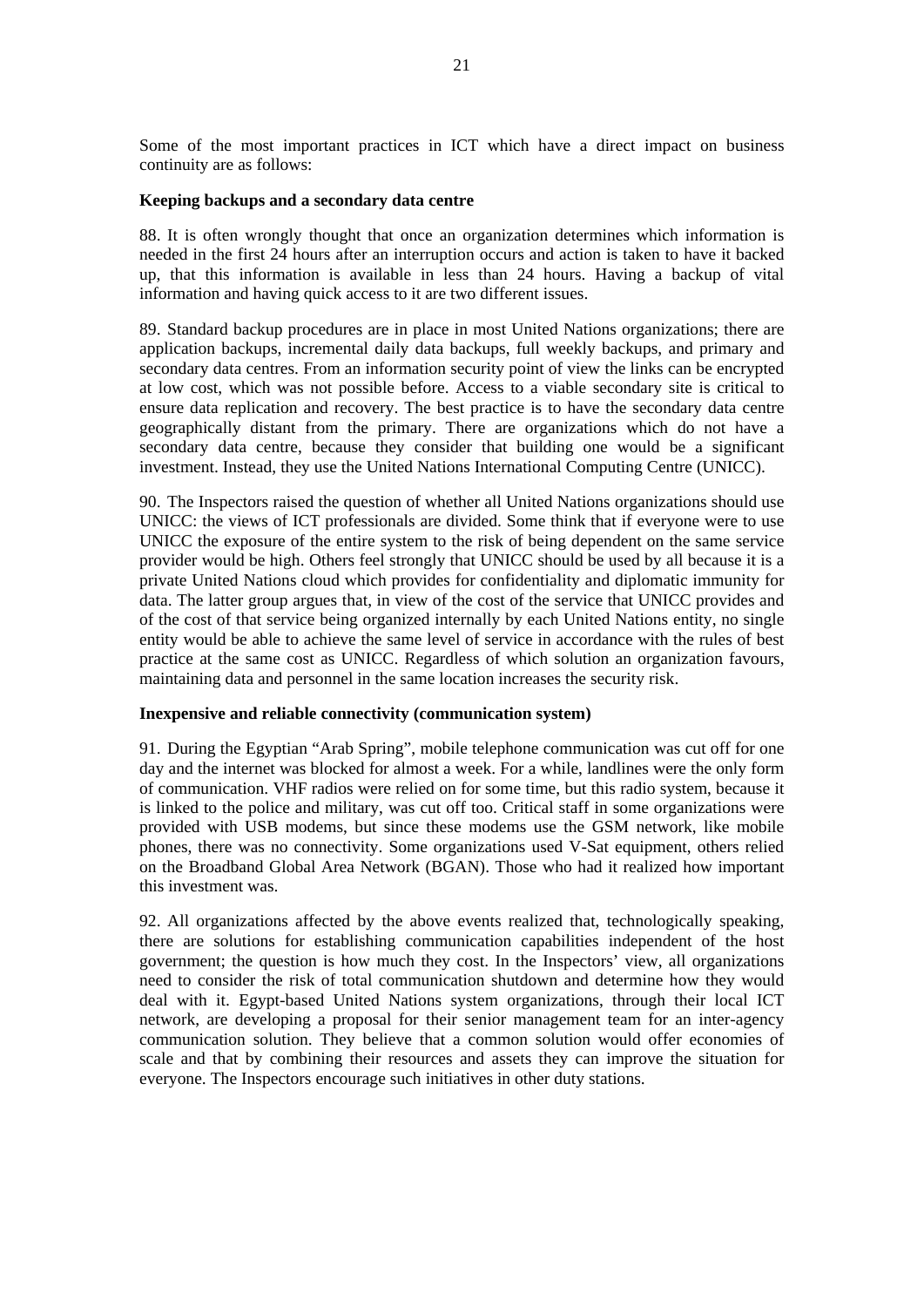Some of the most important practices in ICT which have a direct impact on business continuity are as follows:

**Keeping backups and a secondary data centre**

88. It is often wrongly thought that once an organization determines which information is needed in the first 24 hours after an interruption occurs and action is taken to have it backed up, that this information is available in less than 24 hours. Having a backup of vital information and having quick access to it are two different issues.

89. Standard backup procedures are in place in most United Nations organizations; there are application backups, incremental daily data backups, full weekly backups, and primary and secondary data centres. From an information security point of view the links can be encrypted at low cost, which was not possible before. Access to a viable secondary site is critical to ensure data replication and recovery. The best practice is to have the secondary data centre geographically distant from the primary. There are organizations which do not have a secondary data centre, because they consider that building one would be a significant investment. Instead, they use the United Nations International Computing Centre (UNICC).

90. The Inspectors raised the question of whether all United Nations organizations should use UNICC: the views of ICT professionals are divided. Some think that if everyone were to use UNICC the exposure of the entire system to the risk of being dependent on the same service provider would be high. Others feel strongly that UNICC should be used by all because it is a private United Nations cloud which provides for confidentiality and diplomatic immunity for data. The latter group argues that, in view of the cost of the service that UNICC provides and of the cost of that service being organized internally by each United Nations entity, no single entity would be able to achieve the same level of service in accordance with the rules of best practice at the same cost as UNICC. Regardless of which solution an organization favours, maintaining data and personnel in the same location increases the security risk.

**Inexpensive and reliable connectivity (communication system)**

91. During the Egyptian "Arab Spring", mobile telephone communication was cut off for one day and the internet was blocked for almost a week. For a while, landlines were the only form of communication. VHF radios were relied on for some time, but this radio system, because it is linked to the police and military, was cut off too. Critical staff in some organizations were provided with USB modems, but since these modems use the GSM network, like mobile phones, there was no connectivity. Some organizations used V-Sat equipment, others relied on the Broadband Global Area Network (BGAN). Those who had it realized how important this investment was.

92. All organizations affected by the above events realized that, technologically speaking, there are solutions for establishing communication capabilities independent of the host government; the question is how much they cost. In the Inspectors' view, all organizations need to consider the risk of total communication shutdown and determine how they would deal with it. Egypt-based United Nations system organizations, through their local ICT network, are developing a proposal for their senior management team for an inter-agency communication solution. They believe that a common solution would offer economies of scale and that by combining their resources and assets they can improve the situation for everyone. The Inspectors encourage such initiatives in other duty stations.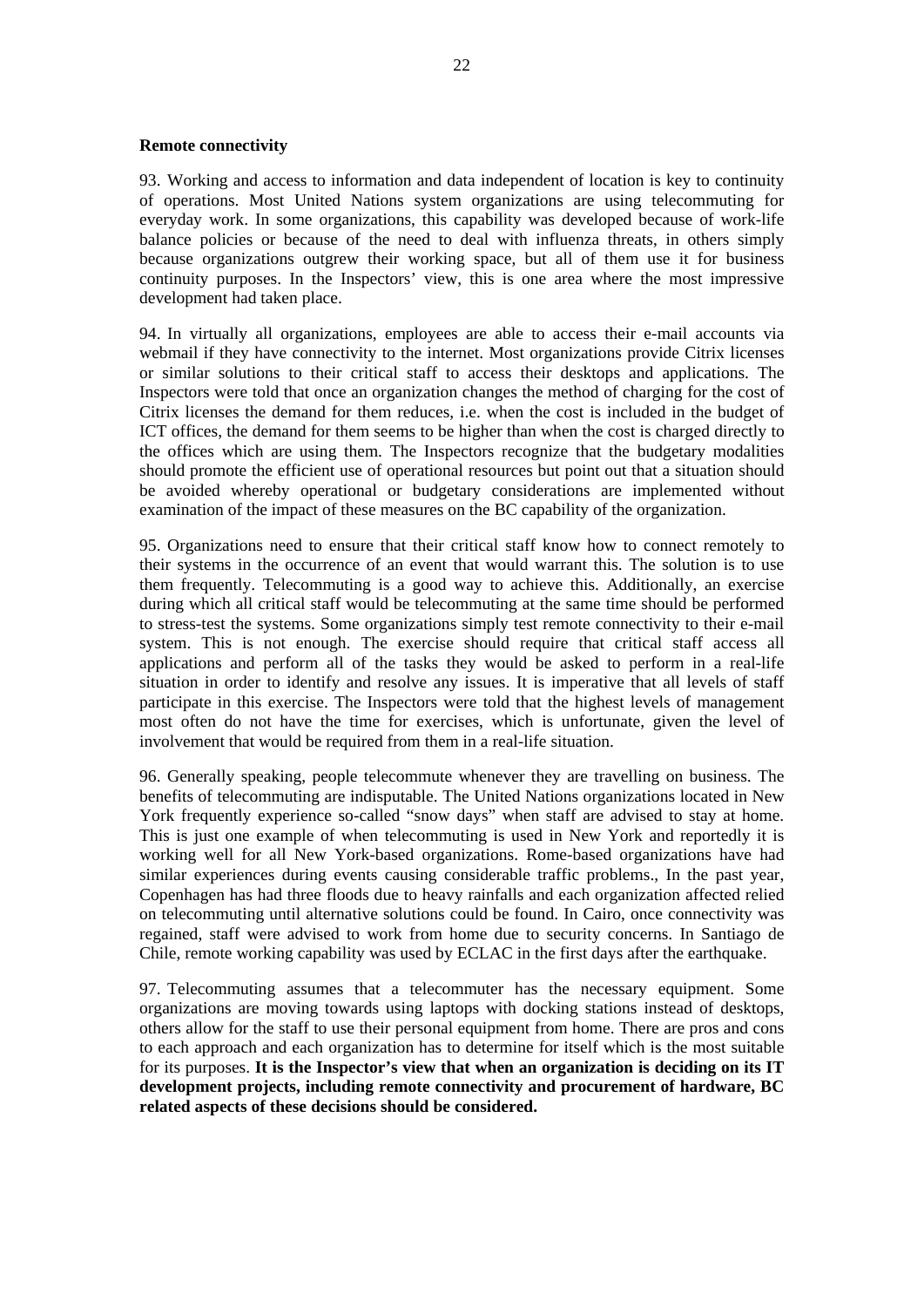**Remote connectivity**

93. Working and access to information and data independent of location is key to continuity of operations. Most United Nations system organizations are using telecommuting for everyday work. In some organizations, this capability was developed because of work-life balance policies or because of the need to deal with influenza threats, in others simply because organizations outgrew their working space, but all of them use it for business continuity purposes. In the Inspectors' view, this is one area where the most impressive development had taken place.

94. In virtually all organizations, employees are able to access their e-mail accounts via webmail if they have connectivity to the internet. Most organizations provide Citrix licenses or similar solutions to their critical staff to access their desktops and applications. The Inspectors were told that once an organization changes the method of charging for the cost of Citrix licenses the demand for them reduces, i.e. when the cost is included in the budget of ICT offices, the demand for them seems to be higher than when the cost is charged directly to the offices which are using them. The Inspectors recognize that the budgetary modalities should promote the efficient use of operational resources but point out that a situation should be avoided whereby operational or budgetary considerations are implemented without examination of the impact of these measures on the BC capability of the organization.

95. Organizations need to ensure that their critical staff know how to connect remotely to their systems in the occurrence of an event that would warrant this. The solution is to use them frequently. Telecommuting is a good way to achieve this. Additionally, an exercise during which all critical staff would be telecommuting at the same time should be performed to stress-test the systems. Some organizations simply test remote connectivity to their e-mail system. This is not enough. The exercise should require that critical staff access all applications and perform all of the tasks they would be asked to perform in a real-life situation in order to identify and resolve any issues. It is imperative that all levels of staff participate in this exercise. The Inspectors were told that the highest levels of management most often do not have the time for exercises, which is unfortunate, given the level of involvement that would be required from them in a real-life situation.

96. Generally speaking, people telecommute whenever they are travelling on business. The benefits of telecommuting are indisputable. The United Nations organizations located in New York frequently experience so-called "snow days" when staff are advised to stay at home. This is just one example of when telecommuting is used in New York and reportedly it is working well for all New York-based organizations. Rome-based organizations have had similar experiences during events causing considerable traffic problems., In the past year, Copenhagen has had three floods due to heavy rainfalls and each organization affected relied on telecommuting until alternative solutions could be found. In Cairo, once connectivity was regained, staff were advised to work from home due to security concerns. In Santiago de Chile, remote working capability was used by ECLAC in the first days after the earthquake.

97. Telecommuting assumes that a telecommuter has the necessary equipment. Some organizations are moving towards using laptops with docking stations instead of desktops, others allow for the staff to use their personal equipment from home. There are pros and cons to each approach and each organization has to determine for itself which is the most suitable for its purposes. **It is the Inspector's view that when an organization is deciding on its IT development projects, including remote connectivity and procurement of hardware, BC related aspects of these decisions should be considered.**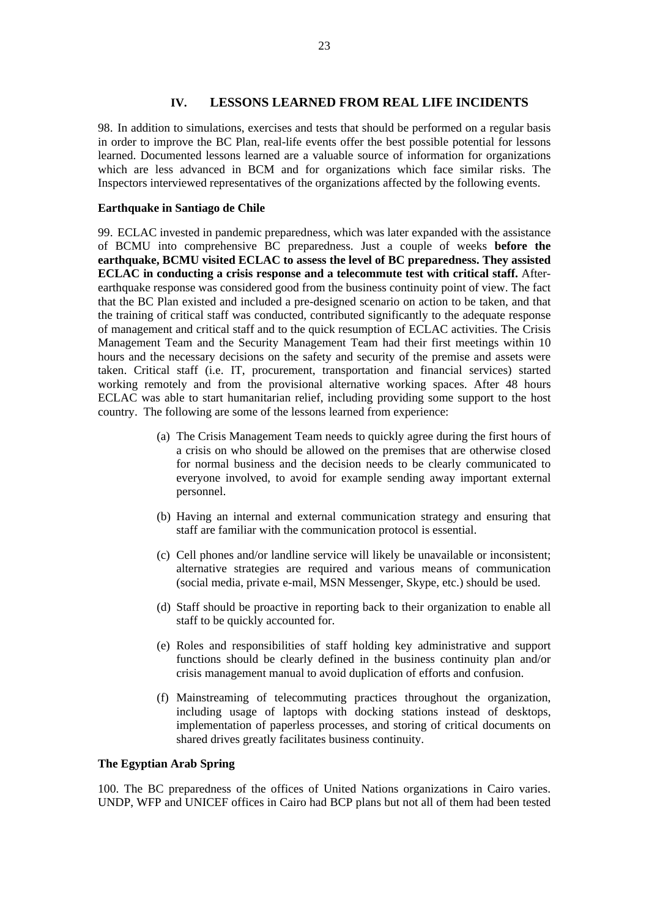## IV. LESSONS LEARNED FROM REAL LIFE INCIDENTS

98. In addition to simulations, exercises and tests that should be performed on a regular basis in order to improve the BC Plan, real-life events offer the best possible potential for lessons learned. Documented lessons learned are a valuable source of information for organizations which are less advanced in BCM and for organizations which face similar risks. The Inspectors interviewed representatives of the organizations affected by the following events.

**Earthquake in Santiago de Chile**

99. ECLAC invested in pandemic preparedness, which was later expanded with the assistance of BCMU into comprehensive BC preparedness. Just a couple of weeks **before the earthquake, BCMU visited ECLAC to assess the level of BC preparedness. They assisted ECLAC in conducting a crisis response and a telecommute test with critical staff.** After-earthquake response was considered good from the business continuity point of view. The fact that the BC Plan existed and included a pre-designed scenario on action to be taken, and that the training of critical staff was conducted, contributed significantly to the adequate response of management and critical staff and to the quick resumption of ECLAC activities. The Crisis Management Team and the Security Management Team had their first meetings within 10 hours and the necessary decisions on the safety and security of the premise and assets were taken. Critical staff (i.e. IT, procurement, transportation and financial services) started working remotely and from the provisional alternative working spaces. After 48 hours ECLAC was able to start humanitarian relief, including providing some support to the host country. The following are some of the lessons learned from experience:

(a) The Crisis Management Team needs to quickly agree during the first hours of a crisis on who should be allowed on the premises that are otherwise closed for normal business and the decision needs to be clearly communicated to everyone involved, to avoid for example sending away important external personnel.

(b) Having an internal and external communication strategy and ensuring that staff are familiar with the communication protocol is essential.

(c) Cell phones and/or landline service will likely be unavailable or inconsistent; alternative strategies are required and various means of communication (social media, private e-mail, MSN Messenger, Skype, etc.) should be used.

(d) Staff should be proactive in reporting back to their organization to enable all staff to be quickly accounted for.

(e) Roles and responsibilities of staff holding key administrative and support functions should be clearly defined in the business continuity plan and/or crisis management manual to avoid duplication of efforts and confusion.

(f) Mainstreaming of telecommuting practices throughout the organization, including usage of laptops with docking stations instead of desktops, implementation of paperless processes, and storing of critical documents on shared drives greatly facilitates business continuity.

**The Egyptian Arab Spring**

100. The BC preparedness of the offices of United Nations organizations in Cairo varies. UNDP, WFP and UNICEF offices in Cairo had BCP plans but not all of them had been tested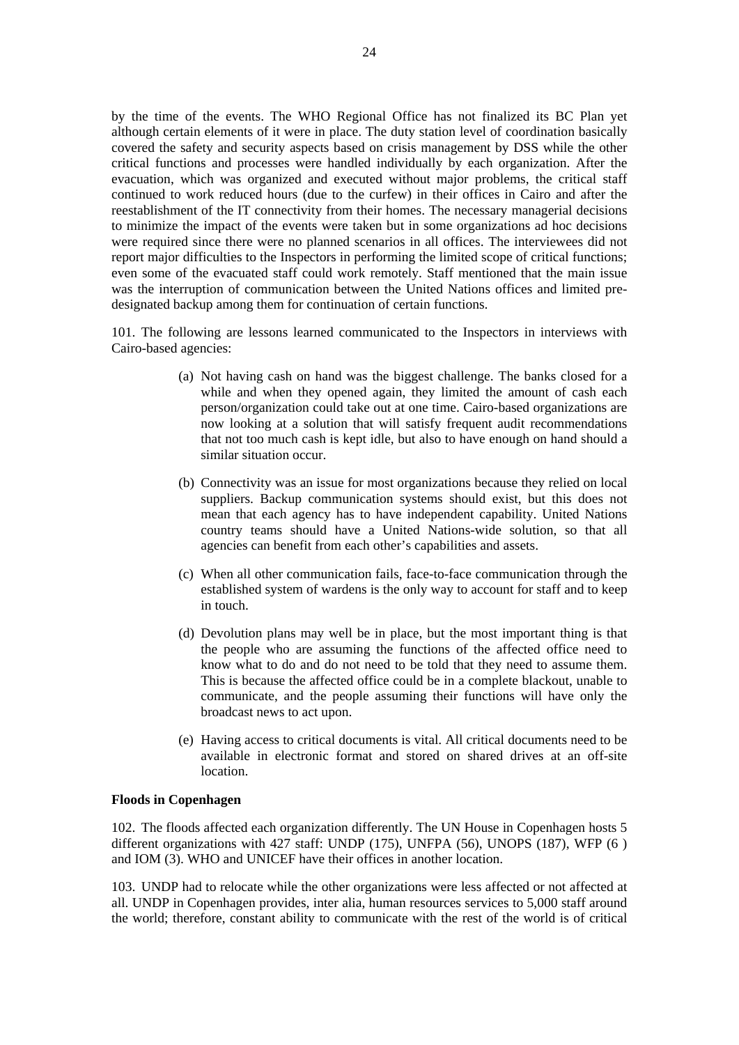by the time of the events. The WHO Regional Office has not finalized its BC Plan yet although certain elements of it were in place. The duty station level of coordination basically covered the safety and security aspects based on crisis management by DSS while the other critical functions and processes were handled individually by each organization. After the evacuation, which was organized and executed without major problems, the critical staff continued to work reduced hours (due to the curfew) in their offices in Cairo and after the reestablishment of the IT connectivity from their homes. The necessary managerial decisions to minimize the impact of the events were taken but in some organizations ad hoc decisions were required since there were no planned scenarios in all offices. The interviewees did not report major difficulties to the Inspectors in performing the limited scope of critical functions; even some of the evacuated staff could work remotely. Staff mentioned that the main issue was the interruption of communication between the United Nations offices and limited pre-designated backup among them for continuation of certain functions.

101. The following are lessons learned communicated to the Inspectors in interviews with Cairo-based agencies:

(a) Not having cash on hand was the biggest challenge. The banks closed for a while and when they opened again, they limited the amount of cash each person/organization could take out at one time. Cairo-based organizations are now looking at a solution that will satisfy frequent audit recommendations that not too much cash is kept idle, but also to have enough on hand should a similar situation occur.

(b) Connectivity was an issue for most organizations because they relied on local suppliers. Backup communication systems should exist, but this does not mean that each agency has to have independent capability. United Nations country teams should have a United Nations-wide solution, so that all agencies can benefit from each other's capabilities and assets.

(c) When all other communication fails, face-to-face communication through the established system of wardens is the only way to account for staff and to keep in touch.

(d) Devolution plans may well be in place, but the most important thing is that the people who are assuming the functions of the affected office need to know what to do and do not need to be told that they need to assume them. This is because the affected office could be in a complete blackout, unable to communicate, and the people assuming their functions will have only the broadcast news to act upon.

(e) Having access to critical documents is vital. All critical documents need to be available in electronic format and stored on shared drives at an off-site location.

**Floods in Copenhagen**

102. The floods affected each organization differently. The UN House in Copenhagen hosts 5 different organizations with 427 staff: UNDP (175), UNFPA (56), UNOPS (187), WFP (6 ) and IOM (3). WHO and UNICEF have their offices in another location.

103. UNDP had to relocate while the other organizations were less affected or not affected at all. UNDP in Copenhagen provides, inter alia, human resources services to 5,000 staff around the world; therefore, constant ability to communicate with the rest of the world is of critical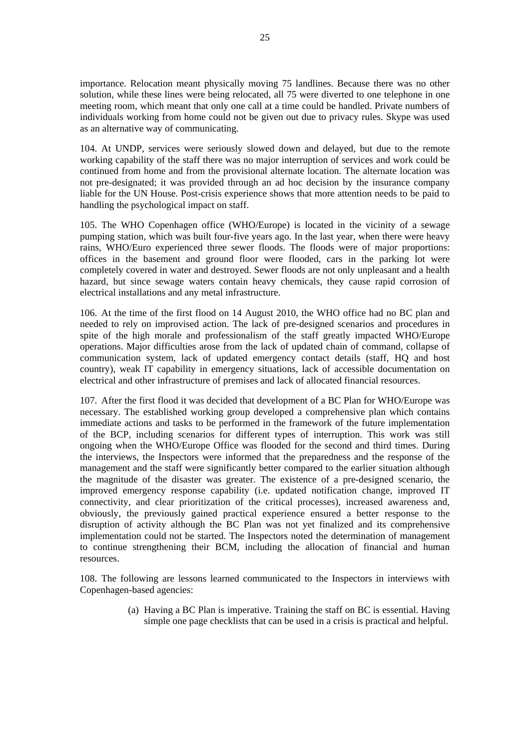importance. Relocation meant physically moving 75 landlines. Because there was no other solution, while these lines were being relocated, all 75 were diverted to one telephone in one meeting room, which meant that only one call at a time could be handled. Private numbers of individuals working from home could not be given out due to privacy rules. Skype was used as an alternative way of communicating.

104. At UNDP, services were seriously slowed down and delayed, but due to the remote working capability of the staff there was no major interruption of services and work could be continued from home and from the provisional alternate location. The alternate location was not pre-designated; it was provided through an ad hoc decision by the insurance company liable for the UN House. Post-crisis experience shows that more attention needs to be paid to handling the psychological impact on staff.

105. The WHO Copenhagen office (WHO/Europe) is located in the vicinity of a sewage pumping station, which was built four-five years ago. In the last year, when there were heavy rains, WHO/Euro experienced three sewer floods. The floods were of major proportions: offices in the basement and ground floor were flooded, cars in the parking lot were completely covered in water and destroyed. Sewer floods are not only unpleasant and a health hazard, but since sewage waters contain heavy chemicals, they cause rapid corrosion of electrical installations and any metal infrastructure.

106. At the time of the first flood on 14 August 2010, the WHO office had no BC plan and needed to rely on improvised action. The lack of pre-designed scenarios and procedures in spite of the high morale and professionalism of the staff greatly impacted WHO/Europe operations. Major difficulties arose from the lack of updated chain of command, collapse of communication system, lack of updated emergency contact details (staff, HQ and host country), weak IT capability in emergency situations, lack of accessible documentation on electrical and other infrastructure of premises and lack of allocated financial resources.

107. After the first flood it was decided that development of a BC Plan for WHO/Europe was necessary. The established working group developed a comprehensive plan which contains immediate actions and tasks to be performed in the framework of the future implementation of the BCP, including scenarios for different types of interruption. This work was still ongoing when the WHO/Europe Office was flooded for the second and third times. During the interviews, the Inspectors were informed that the preparedness and the response of the management and the staff were significantly better compared to the earlier situation although the magnitude of the disaster was greater. The existence of a pre-designed scenario, the improved emergency response capability (i.e. updated notification change, improved IT connectivity, and clear prioritization of the critical processes), increased awareness and, obviously, the previously gained practical experience ensured a better response to the disruption of activity although the BC Plan was not yet finalized and its comprehensive implementation could not be started. The Inspectors noted the determination of management to continue strengthening their BCM, including the allocation of financial and human resources.

108. The following are lessons learned communicated to the Inspectors in interviews with Copenhagen-based agencies:

(a) Having a BC Plan is imperative. Training the staff on BC is essential. Having simple one page checklists that can be used in a crisis is practical and helpful.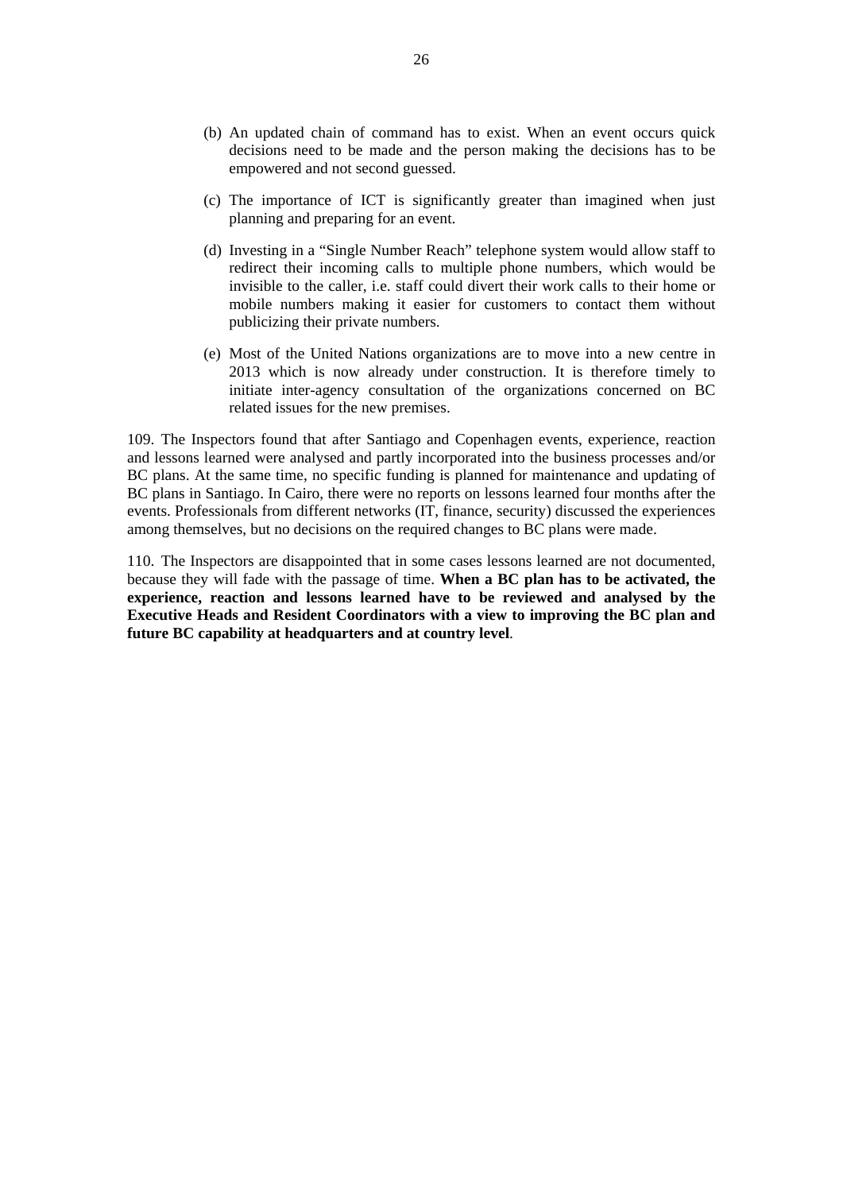(b) An updated chain of command has to exist. When an event occurs quick decisions need to be made and the person making the decisions has to be empowered and not second guessed.

(c) The importance of ICT is significantly greater than imagined when just planning and preparing for an event.

(d) Investing in a "Single Number Reach" telephone system would allow staff to redirect their incoming calls to multiple phone numbers, which would be invisible to the caller, i.e. staff could divert their work calls to their home or mobile numbers making it easier for customers to contact them without publicizing their private numbers.

(e) Most of the United Nations organizations are to move into a new centre in 2013 which is now already under construction. It is therefore timely to initiate inter-agency consultation of the organizations concerned on BC related issues for the new premises.

109. The Inspectors found that after Santiago and Copenhagen events, experience, reaction and lessons learned were analysed and partly incorporated into the business processes and/or BC plans. At the same time, no specific funding is planned for maintenance and updating of BC plans in Santiago. In Cairo, there were no reports on lessons learned four months after the events. Professionals from different networks (IT, finance, security) discussed the experiences among themselves, but no decisions on the required changes to BC plans were made.

110. The Inspectors are disappointed that in some cases lessons learned are not documented, because they will fade with the passage of time. **When a BC plan has to be activated, the experience, reaction and lessons learned have to be reviewed and analysed by the Executive Heads and Resident Coordinators with a view to improving the BC plan and future BC capability at headquarters and at country level**.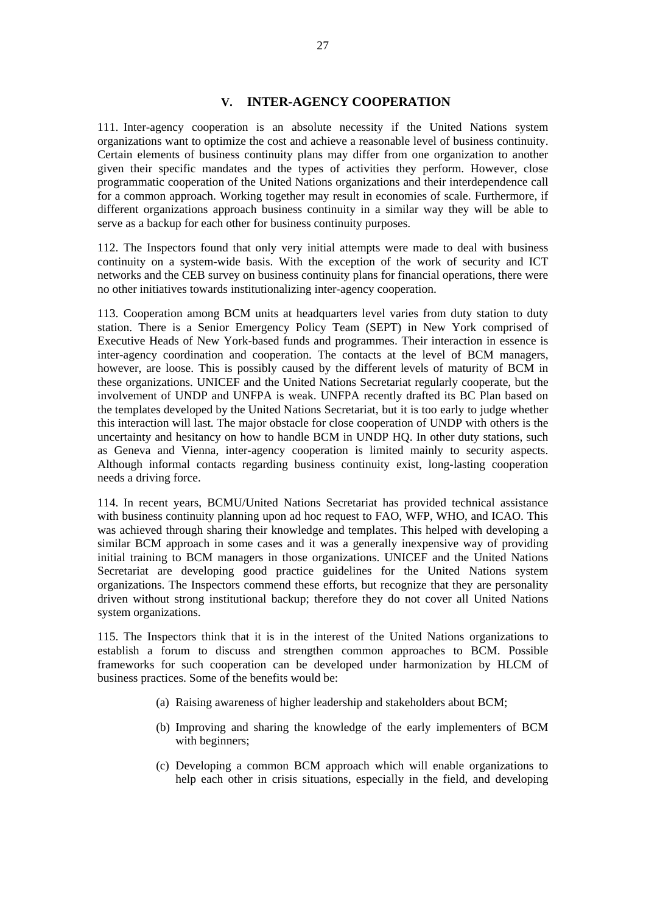## V. INTER-AGENCY COOPERATION

111. Inter-agency cooperation is an absolute necessity if the United Nations system organizations want to optimize the cost and achieve a reasonable level of business continuity. Certain elements of business continuity plans may differ from one organization to another given their specific mandates and the types of activities they perform. However, close programmatic cooperation of the United Nations organizations and their interdependence call for a common approach. Working together may result in economies of scale. Furthermore, if different organizations approach business continuity in a similar way they will be able to serve as a backup for each other for business continuity purposes.

112. The Inspectors found that only very initial attempts were made to deal with business continuity on a system-wide basis. With the exception of the work of security and ICT networks and the CEB survey on business continuity plans for financial operations, there were no other initiatives towards institutionalizing inter-agency cooperation.

113. Cooperation among BCM units at headquarters level varies from duty station to duty station. There is a Senior Emergency Policy Team (SEPT) in New York comprised of Executive Heads of New York-based funds and programmes. Their interaction in essence is inter-agency coordination and cooperation. The contacts at the level of BCM managers, however, are loose. This is possibly caused by the different levels of maturity of BCM in these organizations. UNICEF and the United Nations Secretariat regularly cooperate, but the involvement of UNDP and UNFPA is weak. UNFPA recently drafted its BC Plan based on the templates developed by the United Nations Secretariat, but it is too early to judge whether this interaction will last. The major obstacle for close cooperation of UNDP with others is the uncertainty and hesitancy on how to handle BCM in UNDP HQ. In other duty stations, such as Geneva and Vienna, inter-agency cooperation is limited mainly to security aspects. Although informal contacts regarding business continuity exist, long-lasting cooperation needs a driving force.

114. In recent years, BCMU/United Nations Secretariat has provided technical assistance with business continuity planning upon ad hoc request to FAO, WFP, WHO, and ICAO. This was achieved through sharing their knowledge and templates. This helped with developing a similar BCM approach in some cases and it was a generally inexpensive way of providing initial training to BCM managers in those organizations. UNICEF and the United Nations Secretariat are developing good practice guidelines for the United Nations system organizations. The Inspectors commend these efforts, but recognize that they are personality driven without strong institutional backup; therefore they do not cover all United Nations system organizations.

115. The Inspectors think that it is in the interest of the United Nations organizations to establish a forum to discuss and strengthen common approaches to BCM. Possible frameworks for such cooperation can be developed under harmonization by HLCM of business practices. Some of the benefits would be:

(a) Raising awareness of higher leadership and stakeholders about BCM;

(b) Improving and sharing the knowledge of the early implementers of BCM with beginners;

(c) Developing a common BCM approach which will enable organizations to help each other in crisis situations, especially in the field, and developing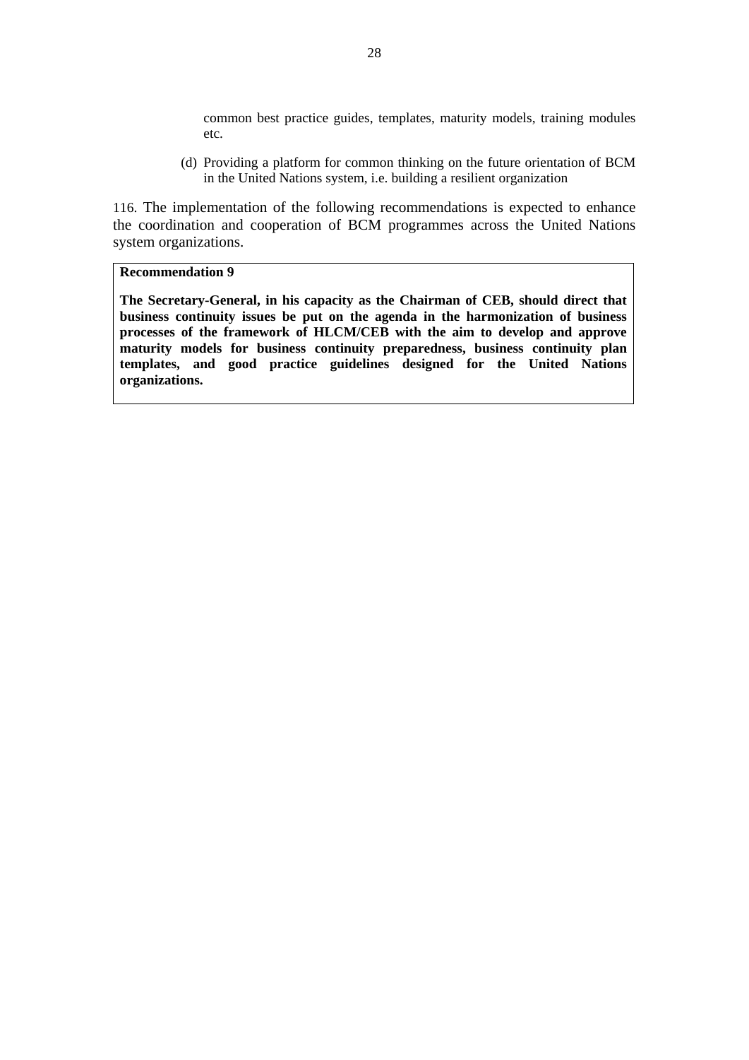common best practice guides, templates, maturity models, training modules etc.

(d) Providing a platform for common thinking on the future orientation of BCM in the United Nations system, i.e. building a resilient organization

116. The implementation of the following recommendations is expected to enhance the coordination and cooperation of BCM programmes across the United Nations system organizations.

**Recommendation 9**

**The Secretary-General, in his capacity as the Chairman of CEB, should direct that business continuity issues be put on the agenda in the harmonization of business processes of the framework of HLCM/CEB with the aim to develop and approve maturity models for business continuity preparedness, business continuity plan templates, and good practice guidelines designed for the United Nations organizations.**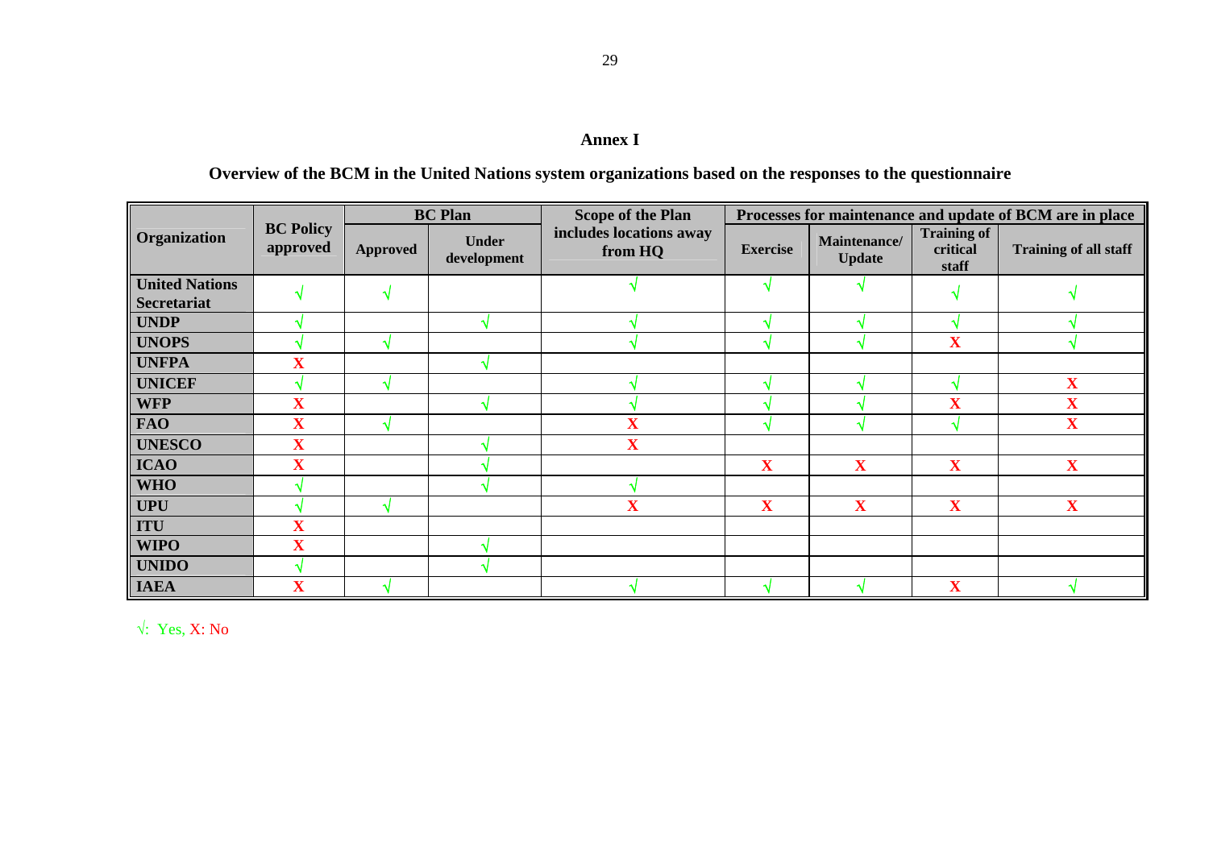# Annex I

## Overview of the BCM in the United Nations system organizations based on the responses to the questionnaire

| Organization | BC Policy approved | BC Plan | | Scope of the Plan includes locations away from HQ | Processes for maintenance and update of BCM are in place | | | |
|---|---|---|---|---|---|---|---|---|
| | | Approved | Under development | | Exercise | Maintenance/ Update | Training of critical staff | Training of all staff |
| United Nations Secretariat | √ | √ | | √ | √ | √ | √ | √ |
| UNDP | √ | | √ | √ | √ | √ | √ | √ |
| UNOPS | √ | √ | | √ | √ | √ | X | √ |
| UNFPA | X | | √ | | | | | |
| UNICEF | √ | √ | | √ | √ | √ | √ | X |
| WFP | X | | √ | √ | √ | √ | X | X |
| FAO | X | √ | | X | √ | √ | √ | X |
| UNESCO | X | | √ | X | | | | |
| ICAO | X | | √ | | X | X | X | X |
| WHO | √ | | √ | √ | | | | |
| UPU | √ | √ | | X | X | X | X | X |
| ITU | X | | | | | | | |
| WIPO | X | | √ | | | | | |
| UNIDO | √ | | √ | | | | | |
| IAEA | X | √ | | √ | √ | √ | X | √ |

√: Yes, X: No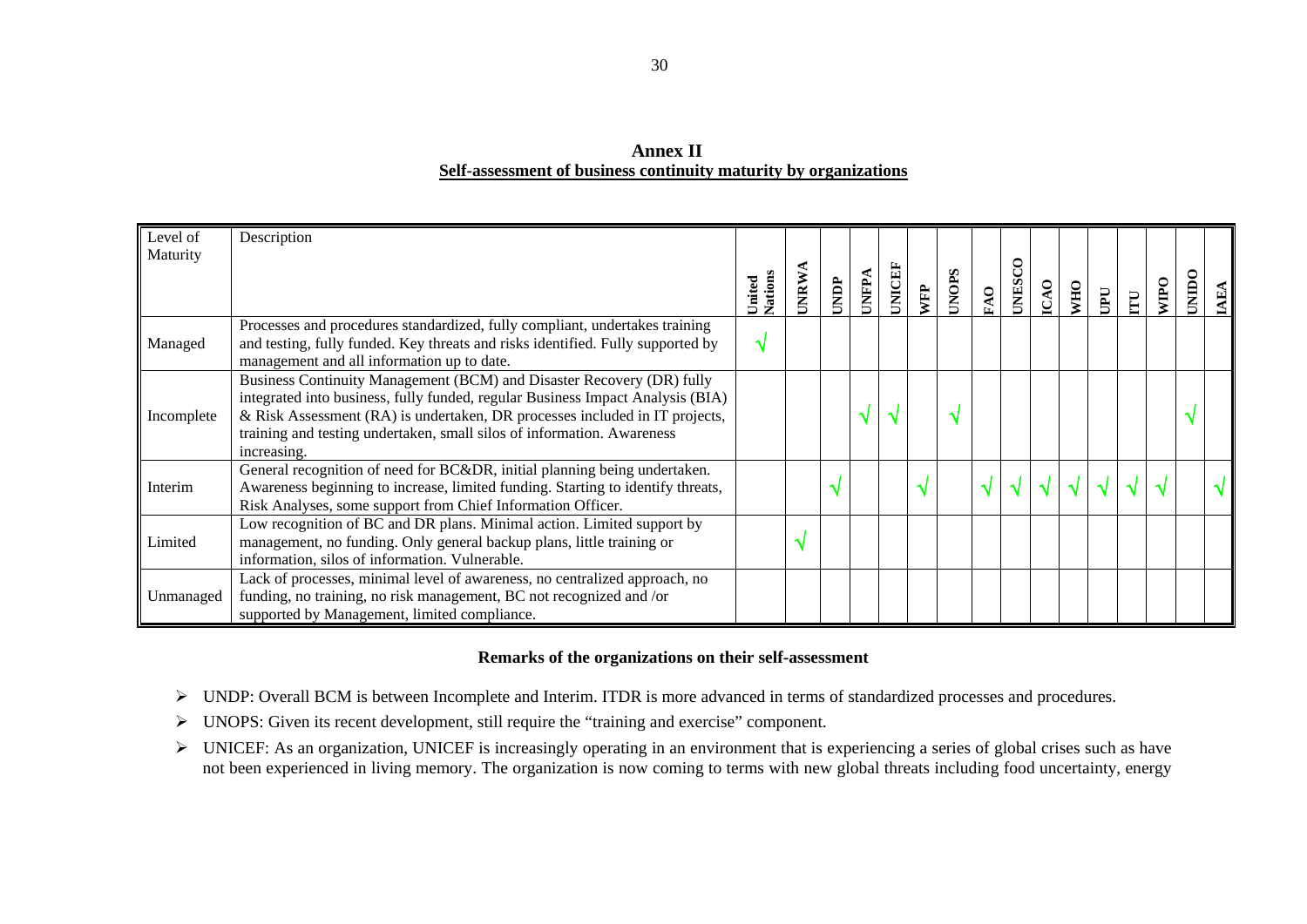# Annex II

## Self-assessment of business continuity maturity by organizations

| Level of Maturity | Description | United Nations | UNRWA | UNDP | UNFPA | UNICEF | WFP | UNOPS | FAO | UNESCO | ICAO | WHO | UPU | ITU | WIPO | UNIDO | IAEA |
|---|---|---|---|---|---|---|---|---|---|---|---|---|---|---|---|---|---|
| Managed | Processes and procedures standardized, fully compliant, undertakes training and testing, fully funded. Key threats and risks identified. Fully supported by management and all information up to date. | √ | | | | | | | | | | | | | | | |
| Incomplete | Business Continuity Management (BCM) and Disaster Recovery (DR) fully integrated into business, fully funded, regular Business Impact Analysis (BIA) & Risk Assessment (RA) is undertaken, DR processes included in IT projects, training and testing undertaken, small silos of information. Awareness increasing. | | | | √ | √ | | √ | | | | | | | | √ | |
| Interim | General recognition of need for BC&DR, initial planning being undertaken. Awareness beginning to increase, limited funding. Starting to identify threats, Risk Analyses, some support from Chief Information Officer. | | | √ | | | √ | | √ | √ | √ | √ | √ | √ | √ | | √ |
| Limited | Low recognition of BC and DR plans. Minimal action. Limited support by management, no funding. Only general backup plans, little training or information, silos of information. Vulnerable. | | √ | | | | | | | | | | | | | | |
| Unmanaged | Lack of processes, minimal level of awareness, no centralized approach, no funding, no training, no risk management, BC not recognized and /or supported by Management, limited compliance. | | | | | | | | | | | | | | | | |

**Remarks of the organizations on their self-assessment**

- UNDP: Overall BCM is between Incomplete and Interim. ITDR is more advanced in terms of standardized processes and procedures.
- UNOPS: Given its recent development, still require the "training and exercise" component.
- UNICEF: As an organization, UNICEF is increasingly operating in an environment that is experiencing a series of global crises such as have not been experienced in living memory. The organization is now coming to terms with new global threats including food uncertainty, energy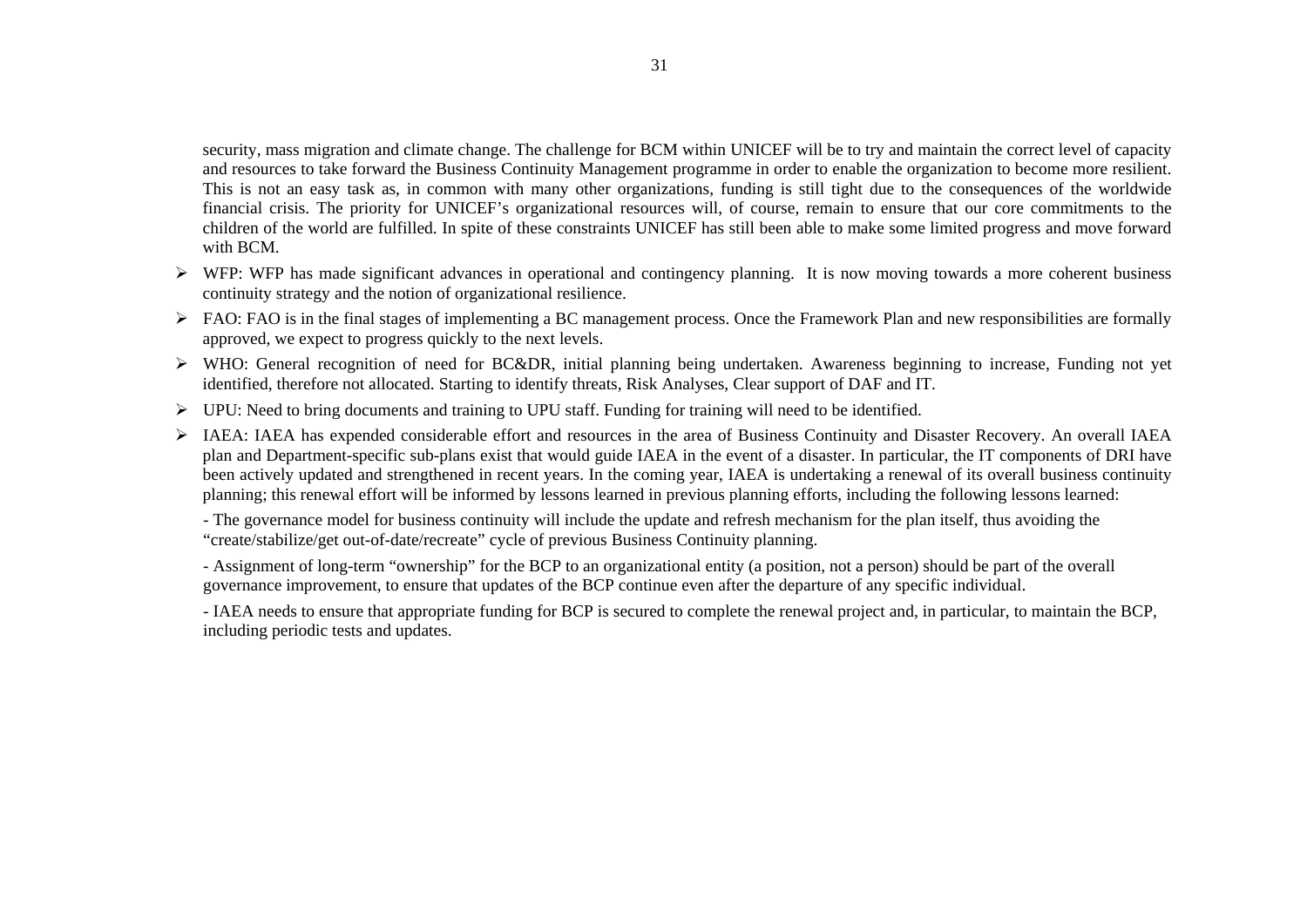security, mass migration and climate change. The challenge for BCM within UNICEF will be to try and maintain the correct level of capacity and resources to take forward the Business Continuity Management programme in order to enable the organization to become more resilient. This is not an easy task as, in common with many other organizations, funding is still tight due to the consequences of the worldwide financial crisis. The priority for UNICEF's organizational resources will, of course, remain to ensure that our core commitments to the children of the world are fulfilled. In spite of these constraints UNICEF has still been able to make some limited progress and move forward with BCM.

- WFP: WFP has made significant advances in operational and contingency planning. It is now moving towards a more coherent business continuity strategy and the notion of organizational resilience.
- FAO: FAO is in the final stages of implementing a BC management process. Once the Framework Plan and new responsibilities are formally approved, we expect to progress quickly to the next levels.
- WHO: General recognition of need for BC&DR, initial planning being undertaken. Awareness beginning to increase, Funding not yet identified, therefore not allocated. Starting to identify threats, Risk Analyses, Clear support of DAF and IT.
- UPU: Need to bring documents and training to UPU staff. Funding for training will need to be identified.
- IAEA: IAEA has expended considerable effort and resources in the area of Business Continuity and Disaster Recovery. An overall IAEA plan and Department-specific sub-plans exist that would guide IAEA in the event of a disaster. In particular, the IT components of DRI have been actively updated and strengthened in recent years. In the coming year, IAEA is undertaking a renewal of its overall business continuity planning; this renewal effort will be informed by lessons learned in previous planning efforts, including the following lessons learned:

  - The governance model for business continuity will include the update and refresh mechanism for the plan itself, thus avoiding the "create/stabilize/get out-of-date/recreate" cycle of previous Business Continuity planning.

  - Assignment of long-term "ownership" for the BCP to an organizational entity (a position, not a person) should be part of the overall governance improvement, to ensure that updates of the BCP continue even after the departure of any specific individual.

  - IAEA needs to ensure that appropriate funding for BCP is secured to complete the renewal project and, in particular, to maintain the BCP, including periodic tests and updates.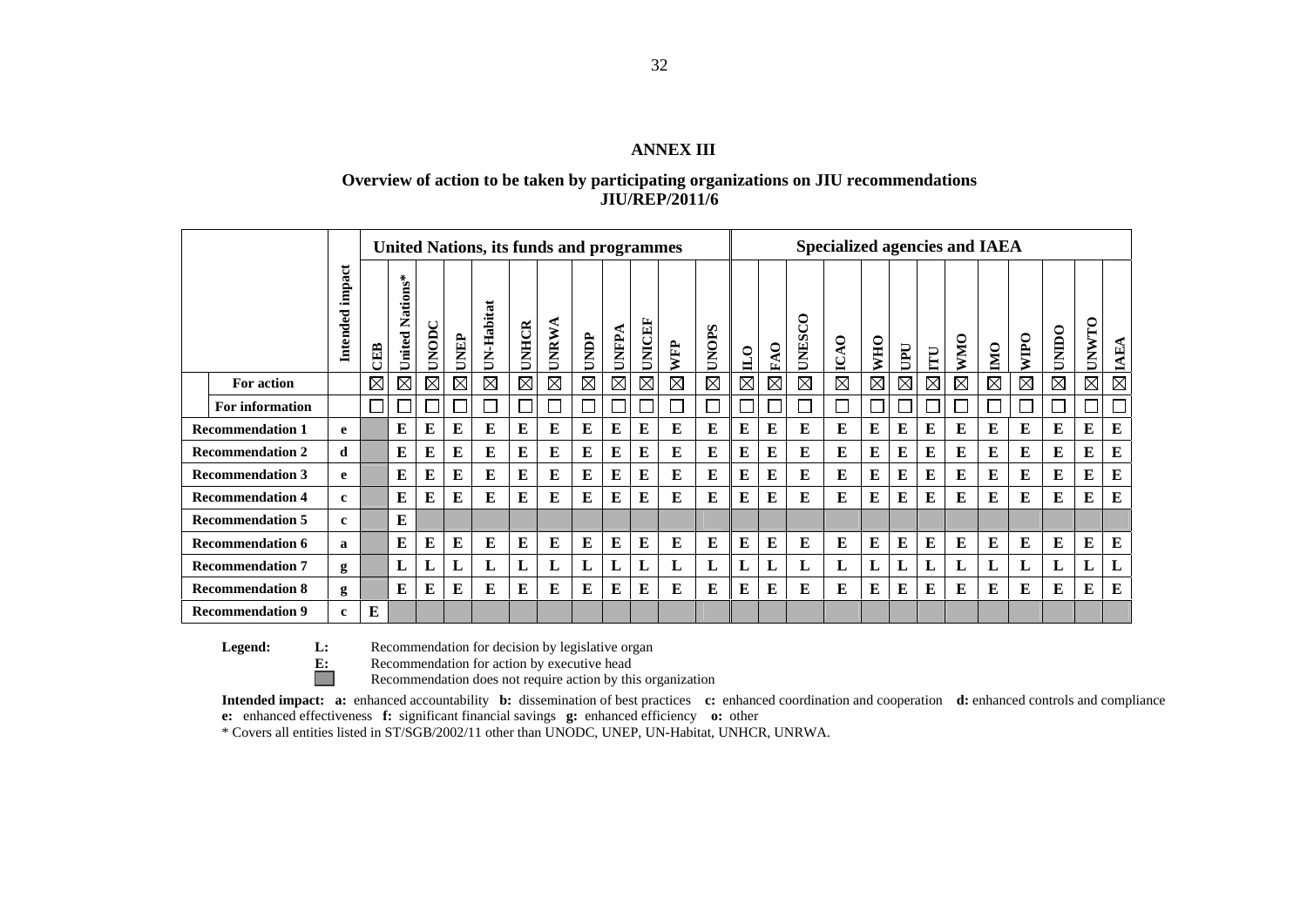## ANNEX III

### Overview of action to be taken by participating organizations on JIU recommendations JIU/REP/2011/6

| | Intended impact | United Nations, its funds and programmes | | | | | | | | | | | | Specialized agencies and IAEA | | | | | | | | | | | | | |
|---|---|---|---|---|---|---|---|---|---|---|---|---|---|---|---|---|---|---|---|---|---|---|---|---|---|---|---|
| | | CEB | United Nations* | UNODC | UNEP | UN-Habitat | UNHCR | UNRWA | UNDP | UNFPA | UNICEF | WFP | UNOPS | ILO | FAO | UNESCO | ICAO | WHO | UPU | ITU | WMO | IMO | WIPO | UNIDO | UNWTO | IAEA |
| For action | | ☒ | ☒ | ☒ | ☒ | ☒ | ☒ | ☒ | ☒ | ☒ | ☒ | ☒ | ☒ | ☒ | ☒ | ☒ | ☒ | ☒ | ☒ | ☒ | ☒ | ☒ | ☒ | ☒ | ☒ | ☒ |
| For information | | ☐ | ☐ | ☐ | ☐ | ☐ | ☐ | ☐ | ☐ | ☐ | ☐ | ☐ | ☐ | ☐ | ☐ | ☐ | ☐ | ☐ | ☐ | ☐ | ☐ | ☐ | ☐ | ☐ | ☐ | ☐ |
| Recommendation 1 | e | | E | E | E | E | E | E | E | E | E | E | E | E | E | E | E | E | E | E | E | E | E | E | E | E |
| Recommendation 2 | d | | E | E | E | E | E | E | E | E | E | E | E | E | E | E | E | E | E | E | E | E | E | E | E | E |
| Recommendation 3 | e | | E | E | E | E | E | E | E | E | E | E | E | E | E | E | E | E | E | E | E | E | E | E | E | E |
| Recommendation 4 | c | | E | E | E | E | E | E | E | E | E | E | E | E | E | E | E | E | E | E | E | E | E | E | E | E |
| Recommendation 5 | c | | E | | | | | | | | | | | | | | | | | | | | | | | |
| Recommendation 6 | a | | E | E | E | E | E | E | E | E | E | E | E | E | E | E | E | E | E | E | E | E | E | E | E | E |
| Recommendation 7 | g | | L | L | L | L | L | L | L | L | L | L | L | L | L | L | L | L | L | L | L | L | L | L | L | L |
| Recommendation 8 | g | | E | E | E | E | E | E | E | E | E | E | E | E | E | E | E | E | E | E | E | E | E | E | E | E |
| Recommendation 9 | c | E | | | | | | | | | | | | | | | | | | | | | | | | |

**Legend:**
**L:** Recommendation for decision by legislative organ
**E:** Recommendation for action by executive head
(shaded) Recommendation does not require action by this organization

**Intended impact:** **a:** enhanced accountability **b:** dissemination of best practices **c:** enhanced coordination and cooperation **d:** enhanced controls and compliance **e:** enhanced effectiveness **f:** significant financial savings **g:** enhanced efficiency **o:** other

* Covers all entities listed in ST/SGB/2002/11 other than UNODC, UNEP, UN-Habitat, UNHCR, UNRWA.